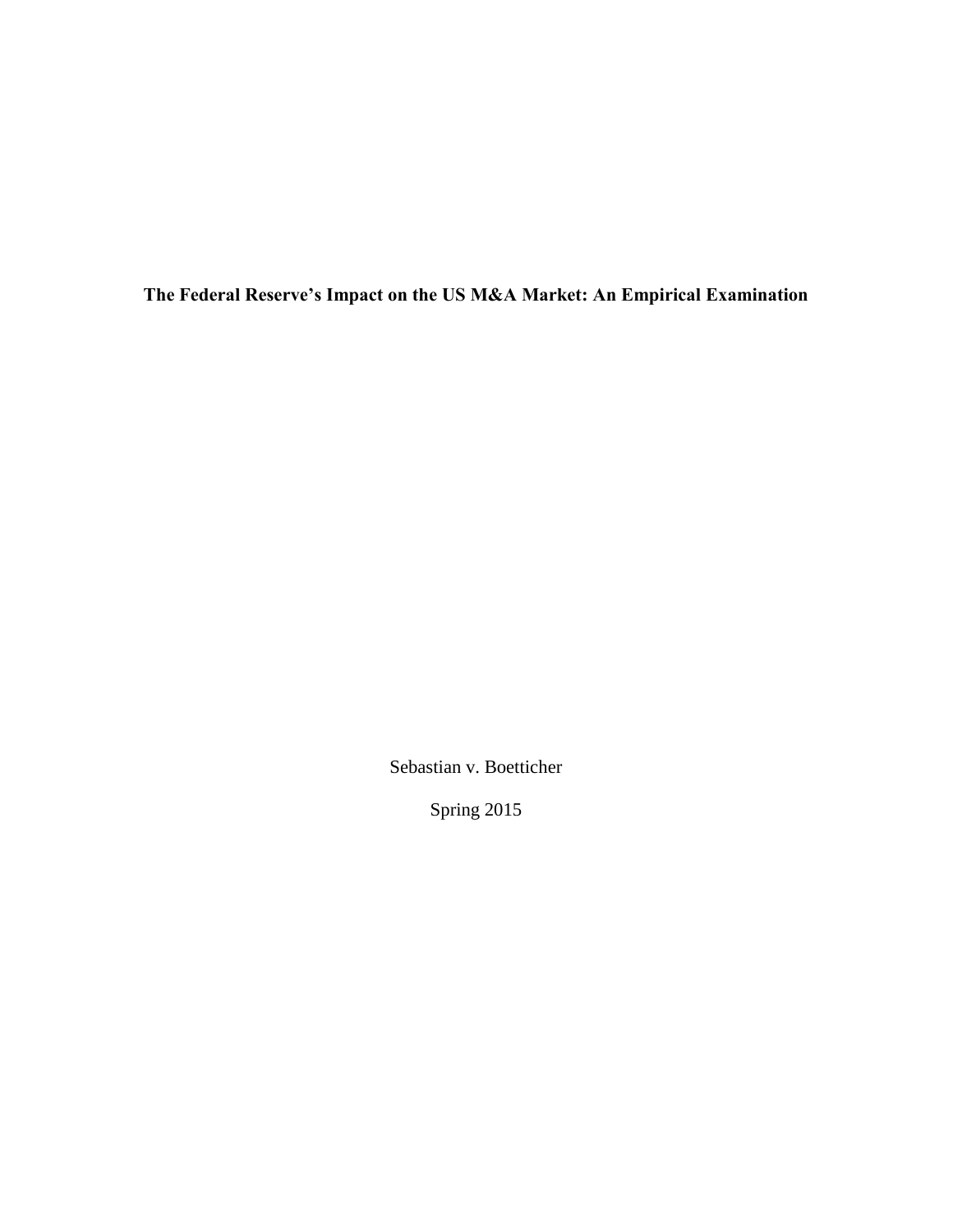# The Federal Reserve’s Impact on the US M&A Market: An Empirical Examination

Sebastian v. Boetticher

Spring 2015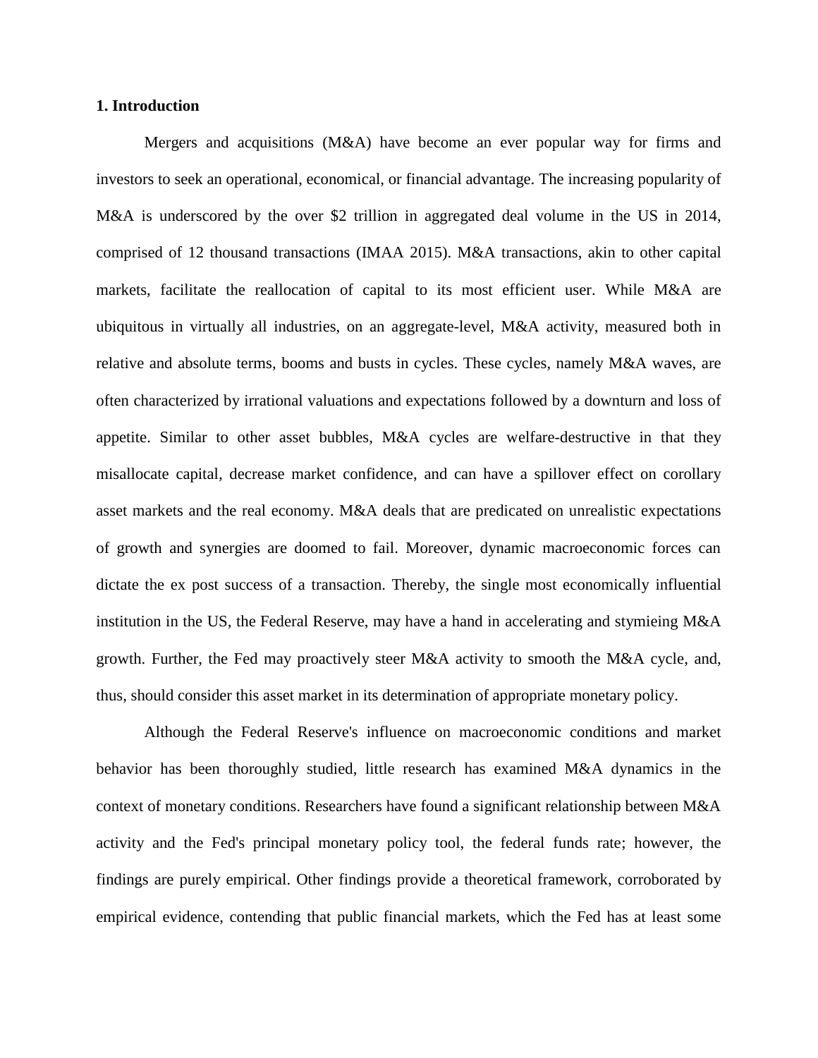## 1. Introduction

Mergers and acquisitions (M&A) have become an ever popular way for firms and investors to seek an operational, economical, or financial advantage. The increasing popularity of M&A is underscored by the over $2 trillion in aggregated deal volume in the US in 2014, comprised of 12 thousand transactions (IMAA 2015). M&A transactions, akin to other capital markets, facilitate the reallocation of capital to its most efficient user. While M&A are ubiquitous in virtually all industries, on an aggregate-level, M&A activity, measured both in relative and absolute terms, booms and busts in cycles. These cycles, namely M&A waves, are often characterized by irrational valuations and expectations followed by a downturn and loss of appetite. Similar to other asset bubbles, M&A cycles are welfare-destructive in that they misallocate capital, decrease market confidence, and can have a spillover effect on corollary asset markets and the real economy. M&A deals that are predicated on unrealistic expectations of growth and synergies are doomed to fail. Moreover, dynamic macroeconomic forces can dictate the ex post success of a transaction. Thereby, the single most economically influential institution in the US, the Federal Reserve, may have a hand in accelerating and stymieing M&A growth. Further, the Fed may proactively steer M&A activity to smooth the M&A cycle, and, thus, should consider this asset market in its determination of appropriate monetary policy.

Although the Federal Reserve's influence on macroeconomic conditions and market behavior has been thoroughly studied, little research has examined M&A dynamics in the context of monetary conditions. Researchers have found a significant relationship between M&A activity and the Fed's principal monetary policy tool, the federal funds rate; however, the findings are purely empirical. Other findings provide a theoretical framework, corroborated by empirical evidence, contending that public financial markets, which the Fed has at least some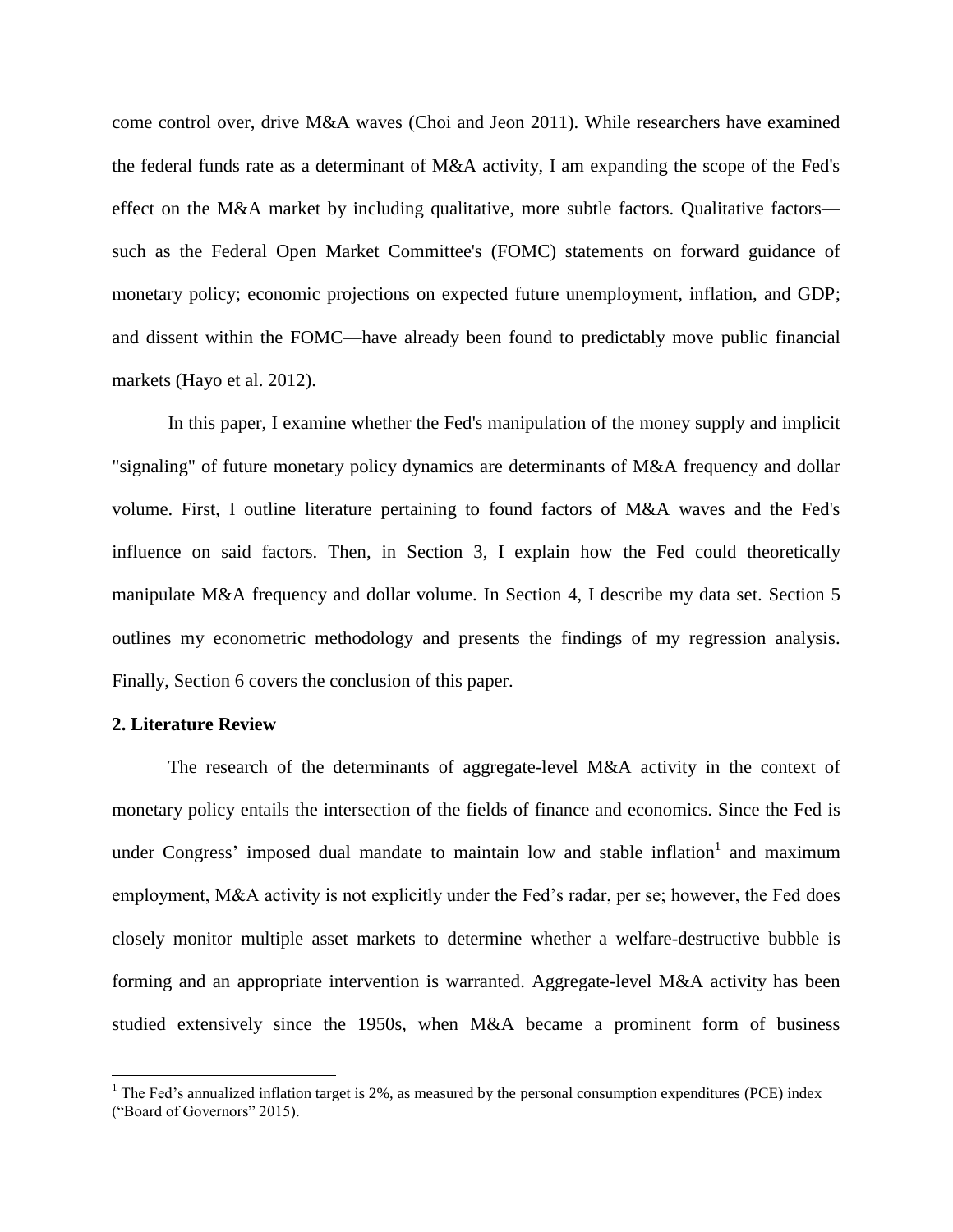come control over, drive M&A waves (Choi and Jeon 2011). While researchers have examined the federal funds rate as a determinant of M&A activity, I am expanding the scope of the Fed's effect on the M&A market by including qualitative, more subtle factors. Qualitative factors—such as the Federal Open Market Committee's (FOMC) statements on forward guidance of monetary policy; economic projections on expected future unemployment, inflation, and GDP; and dissent within the FOMC—have already been found to predictably move public financial markets (Hayo et al. 2012).

In this paper, I examine whether the Fed's manipulation of the money supply and implicit "signaling" of future monetary policy dynamics are determinants of M&A frequency and dollar volume. First, I outline literature pertaining to found factors of M&A waves and the Fed's influence on said factors. Then, in Section 3, I explain how the Fed could theoretically manipulate M&A frequency and dollar volume. In Section 4, I describe my data set. Section 5 outlines my econometric methodology and presents the findings of my regression analysis. Finally, Section 6 covers the conclusion of this paper.

## 2. Literature Review

The research of the determinants of aggregate-level M&A activity in the context of monetary policy entails the intersection of the fields of finance and economics. Since the Fed is under Congress' imposed dual mandate to maintain low and stable inflation[1] and maximum employment, M&A activity is not explicitly under the Fed's radar, per se; however, the Fed does closely monitor multiple asset markets to determine whether a welfare-destructive bubble is forming and an appropriate intervention is warranted. Aggregate-level M&A activity has been studied extensively since the 1950s, when M&A became a prominent form of business

---

[1] The Fed's annualized inflation target is 2%, as measured by the personal consumption expenditures (PCE) index ("Board of Governors" 2015).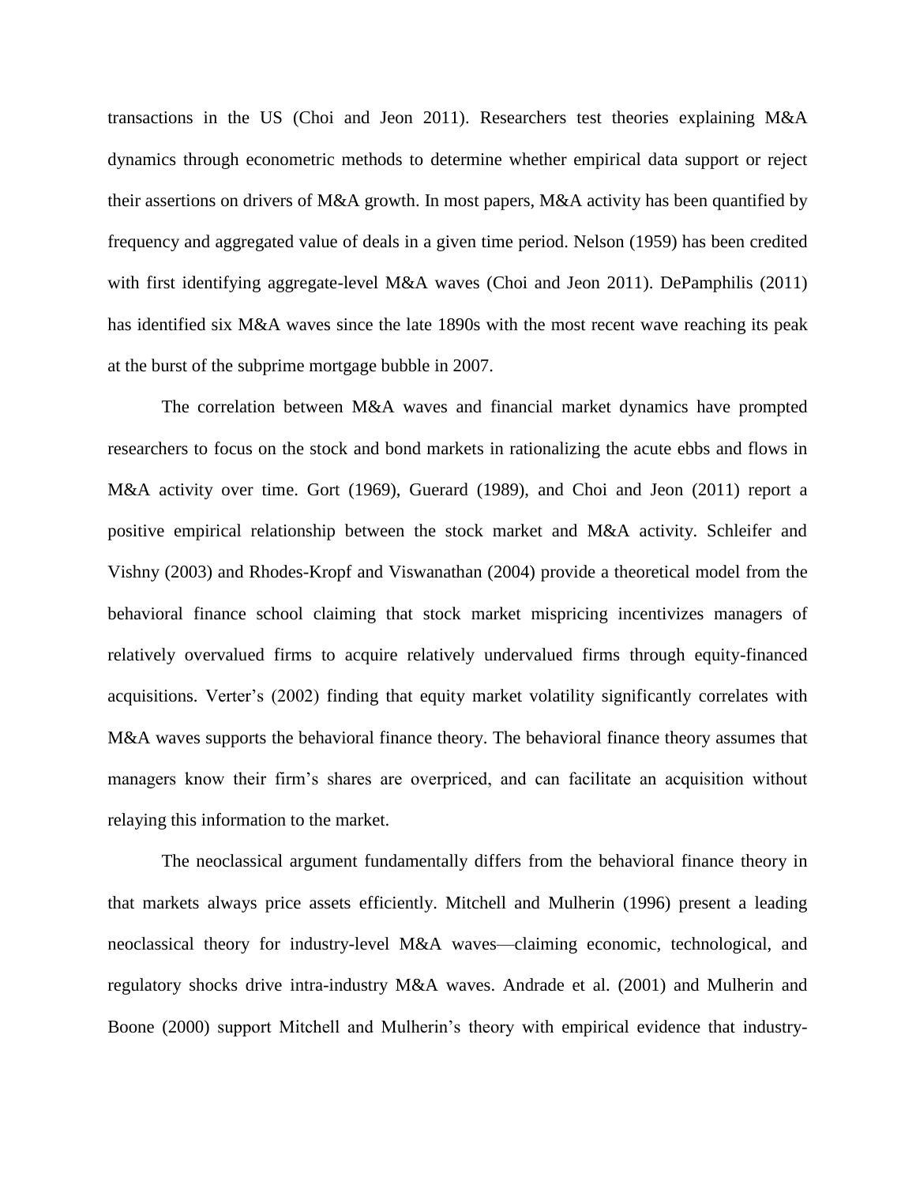transactions in the US (Choi and Jeon 2011). Researchers test theories explaining M&A dynamics through econometric methods to determine whether empirical data support or reject their assertions on drivers of M&A growth. In most papers, M&A activity has been quantified by frequency and aggregated value of deals in a given time period. Nelson (1959) has been credited with first identifying aggregate-level M&A waves (Choi and Jeon 2011). DePamphilis (2011) has identified six M&A waves since the late 1890s with the most recent wave reaching its peak at the burst of the subprime mortgage bubble in 2007.

The correlation between M&A waves and financial market dynamics have prompted researchers to focus on the stock and bond markets in rationalizing the acute ebbs and flows in M&A activity over time. Gort (1969), Guerard (1989), and Choi and Jeon (2011) report a positive empirical relationship between the stock market and M&A activity. Schleifer and Vishny (2003) and Rhodes-Kropf and Viswanathan (2004) provide a theoretical model from the behavioral finance school claiming that stock market mispricing incentivizes managers of relatively overvalued firms to acquire relatively undervalued firms through equity-financed acquisitions. Verter's (2002) finding that equity market volatility significantly correlates with M&A waves supports the behavioral finance theory. The behavioral finance theory assumes that managers know their firm's shares are overpriced, and can facilitate an acquisition without relaying this information to the market.

The neoclassical argument fundamentally differs from the behavioral finance theory in that markets always price assets efficiently. Mitchell and Mulherin (1996) present a leading neoclassical theory for industry-level M&A waves—claiming economic, technological, and regulatory shocks drive intra-industry M&A waves. Andrade et al. (2001) and Mulherin and Boone (2000) support Mitchell and Mulherin's theory with empirical evidence that industry-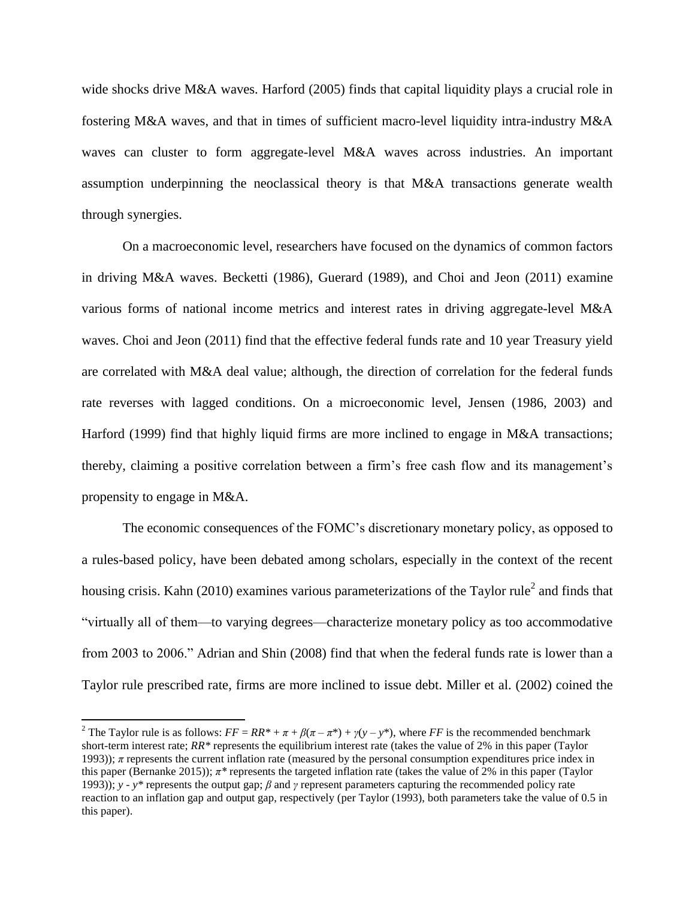wide shocks drive M&A waves. Harford (2005) finds that capital liquidity plays a crucial role in fostering M&A waves, and that in times of sufficient macro-level liquidity intra-industry M&A waves can cluster to form aggregate-level M&A waves across industries. An important assumption underpinning the neoclassical theory is that M&A transactions generate wealth through synergies.

On a macroeconomic level, researchers have focused on the dynamics of common factors in driving M&A waves. Becketti (1986), Guerard (1989), and Choi and Jeon (2011) examine various forms of national income metrics and interest rates in driving aggregate-level M&A waves. Choi and Jeon (2011) find that the effective federal funds rate and 10 year Treasury yield are correlated with M&A deal value; although, the direction of correlation for the federal funds rate reverses with lagged conditions. On a microeconomic level, Jensen (1986, 2003) and Harford (1999) find that highly liquid firms are more inclined to engage in M&A transactions; thereby, claiming a positive correlation between a firm's free cash flow and its management's propensity to engage in M&A.

The economic consequences of the FOMC's discretionary monetary policy, as opposed to a rules-based policy, have been debated among scholars, especially in the context of the recent housing crisis. Kahn (2010) examines various parameterizations of the Taylor rule[2] and finds that "virtually all of them—to varying degrees—characterize monetary policy as too accommodative from 2003 to 2006." Adrian and Shin (2008) find that when the federal funds rate is lower than a Taylor rule prescribed rate, firms are more inclined to issue debt. Miller et al. (2002) coined the

---

[2] The Taylor rule is as follows: $FF = RR^* + \pi + \beta(\pi - \pi^*) + \gamma(y - y^*)$, where $FF$ is the recommended benchmark short-term interest rate; $RR^*$ represents the equilibrium interest rate (takes the value of 2% in this paper (Taylor 1993)); $\pi$ represents the current inflation rate (measured by the personal consumption expenditures price index in this paper (Bernanke 2015)); $\pi^*$ represents the targeted inflation rate (takes the value of 2% in this paper (Taylor 1993)); $y - y^*$ represents the output gap; $\beta$ and $\gamma$ represent parameters capturing the recommended policy rate reaction to an inflation gap and output gap, respectively (per Taylor (1993), both parameters take the value of 0.5 in this paper).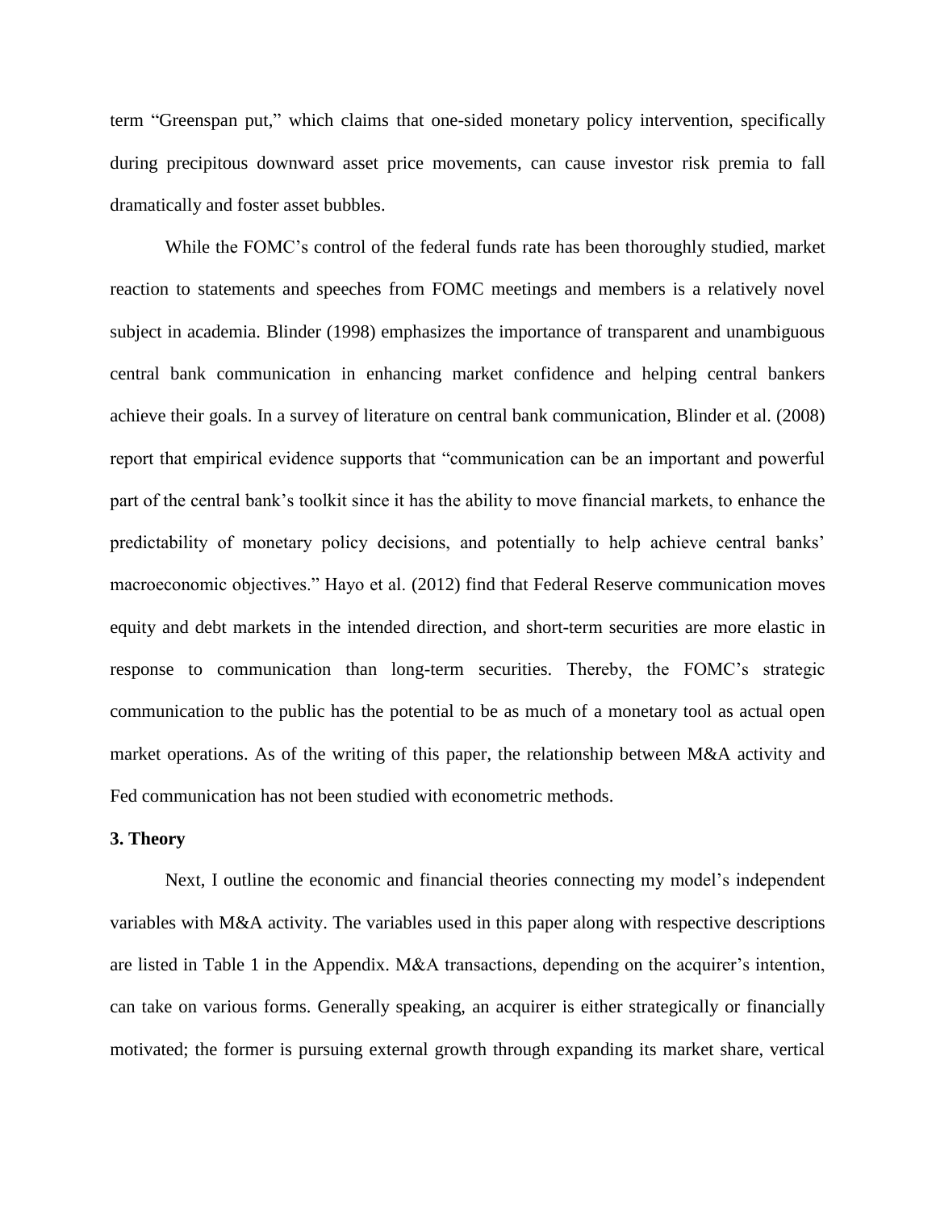term "Greenspan put," which claims that one-sided monetary policy intervention, specifically during precipitous downward asset price movements, can cause investor risk premia to fall dramatically and foster asset bubbles.

While the FOMC's control of the federal funds rate has been thoroughly studied, market reaction to statements and speeches from FOMC meetings and members is a relatively novel subject in academia. Blinder (1998) emphasizes the importance of transparent and unambiguous central bank communication in enhancing market confidence and helping central bankers achieve their goals. In a survey of literature on central bank communication, Blinder et al. (2008) report that empirical evidence supports that "communication can be an important and powerful part of the central bank's toolkit since it has the ability to move financial markets, to enhance the predictability of monetary policy decisions, and potentially to help achieve central banks' macroeconomic objectives." Hayo et al. (2012) find that Federal Reserve communication moves equity and debt markets in the intended direction, and short-term securities are more elastic in response to communication than long-term securities. Thereby, the FOMC's strategic communication to the public has the potential to be as much of a monetary tool as actual open market operations. As of the writing of this paper, the relationship between M&A activity and Fed communication has not been studied with econometric methods.

## 3. Theory

Next, I outline the economic and financial theories connecting my model's independent variables with M&A activity. The variables used in this paper along with respective descriptions are listed in Table 1 in the Appendix. M&A transactions, depending on the acquirer's intention, can take on various forms. Generally speaking, an acquirer is either strategically or financially motivated; the former is pursuing external growth through expanding its market share, vertical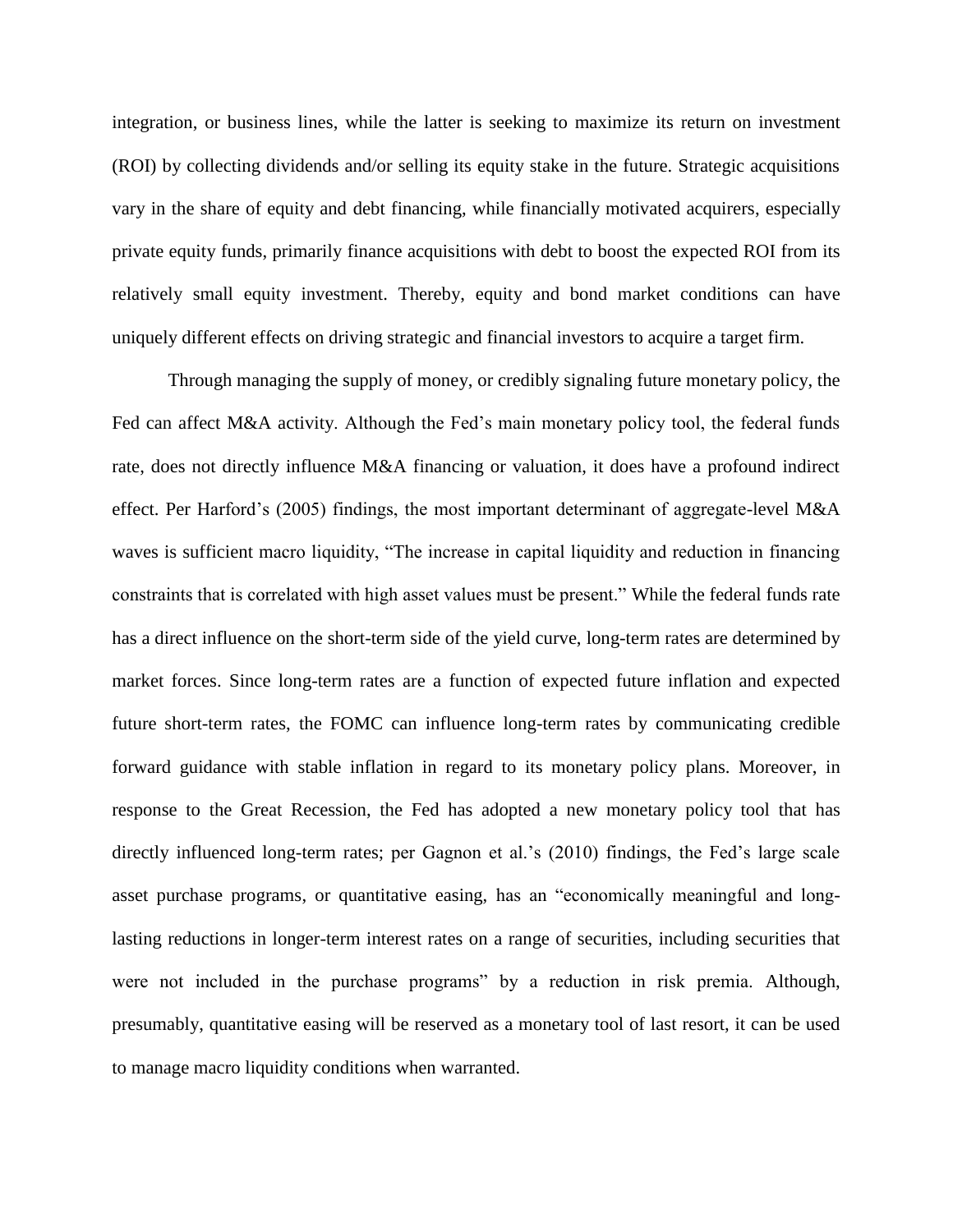integration, or business lines, while the latter is seeking to maximize its return on investment (ROI) by collecting dividends and/or selling its equity stake in the future. Strategic acquisitions vary in the share of equity and debt financing, while financially motivated acquirers, especially private equity funds, primarily finance acquisitions with debt to boost the expected ROI from its relatively small equity investment. Thereby, equity and bond market conditions can have uniquely different effects on driving strategic and financial investors to acquire a target firm.

Through managing the supply of money, or credibly signaling future monetary policy, the Fed can affect M&A activity. Although the Fed's main monetary policy tool, the federal funds rate, does not directly influence M&A financing or valuation, it does have a profound indirect effect. Per Harford's (2005) findings, the most important determinant of aggregate-level M&A waves is sufficient macro liquidity, "The increase in capital liquidity and reduction in financing constraints that is correlated with high asset values must be present." While the federal funds rate has a direct influence on the short-term side of the yield curve, long-term rates are determined by market forces. Since long-term rates are a function of expected future inflation and expected future short-term rates, the FOMC can influence long-term rates by communicating credible forward guidance with stable inflation in regard to its monetary policy plans. Moreover, in response to the Great Recession, the Fed has adopted a new monetary policy tool that has directly influenced long-term rates; per Gagnon et al.'s (2010) findings, the Fed's large scale asset purchase programs, or quantitative easing, has an "economically meaningful and long-lasting reductions in longer-term interest rates on a range of securities, including securities that were not included in the purchase programs" by a reduction in risk premia. Although, presumably, quantitative easing will be reserved as a monetary tool of last resort, it can be used to manage macro liquidity conditions when warranted.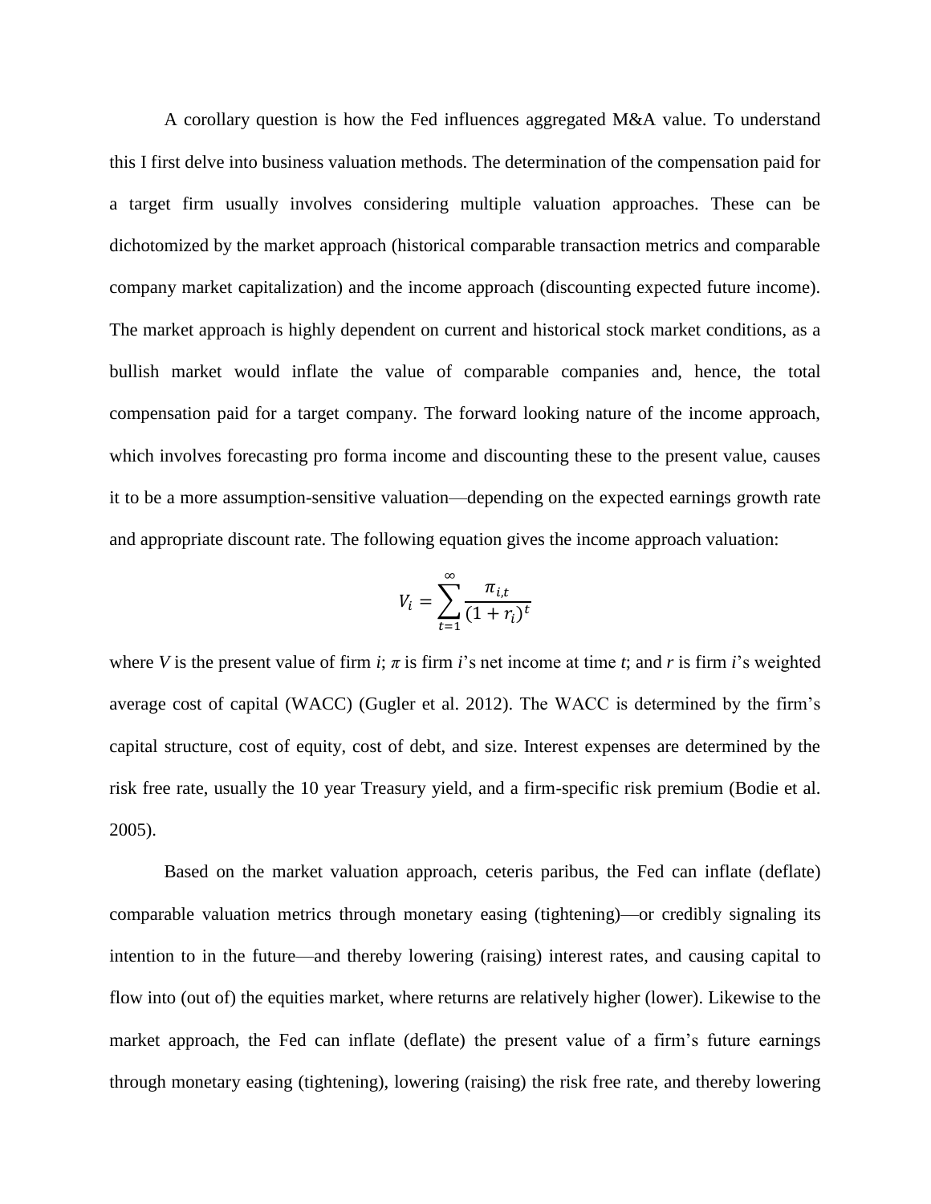A corollary question is how the Fed influences aggregated M&A value. To understand this I first delve into business valuation methods. The determination of the compensation paid for a target firm usually involves considering multiple valuation approaches. These can be dichotomized by the market approach (historical comparable transaction metrics and comparable company market capitalization) and the income approach (discounting expected future income). The market approach is highly dependent on current and historical stock market conditions, as a bullish market would inflate the value of comparable companies and, hence, the total compensation paid for a target company. The forward looking nature of the income approach, which involves forecasting pro forma income and discounting these to the present value, causes it to be a more assumption-sensitive valuation—depending on the expected earnings growth rate and appropriate discount rate. The following equation gives the income approach valuation:

$$V_i = \sum_{t=1}^{\infty} \frac{\pi_{i,t}}{(1 + r_i)^t}$$

where *V* is the present value of firm *i*; $\pi$ is firm *i*'s net income at time *t*; and *r* is firm *i*'s weighted average cost of capital (WACC) (Gugler et al. 2012). The WACC is determined by the firm's capital structure, cost of equity, cost of debt, and size. Interest expenses are determined by the risk free rate, usually the 10 year Treasury yield, and a firm-specific risk premium (Bodie et al. 2005).

Based on the market valuation approach, ceteris paribus, the Fed can inflate (deflate) comparable valuation metrics through monetary easing (tightening)—or credibly signaling its intention to in the future—and thereby lowering (raising) interest rates, and causing capital to flow into (out of) the equities market, where returns are relatively higher (lower). Likewise to the market approach, the Fed can inflate (deflate) the present value of a firm's future earnings through monetary easing (tightening), lowering (raising) the risk free rate, and thereby lowering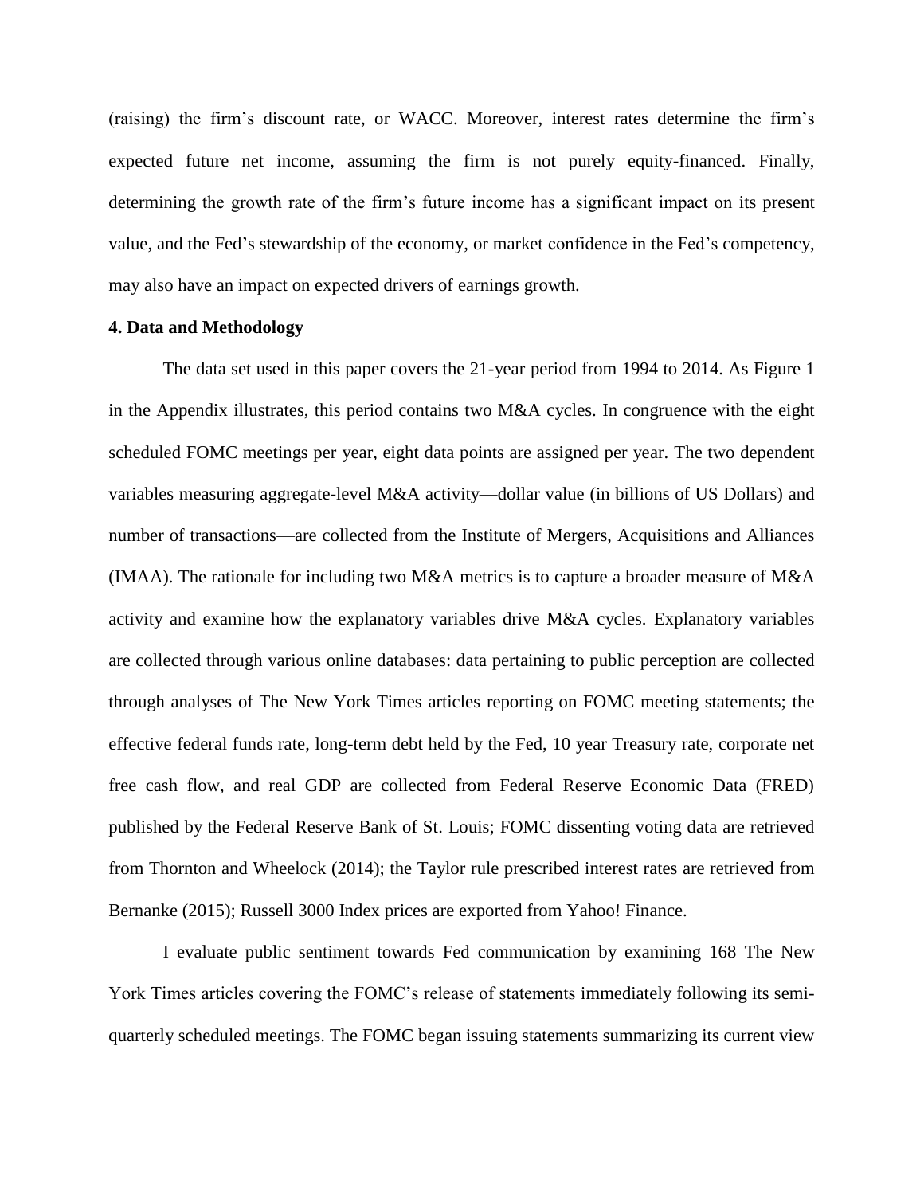(raising) the firm's discount rate, or WACC. Moreover, interest rates determine the firm's expected future net income, assuming the firm is not purely equity-financed. Finally, determining the growth rate of the firm's future income has a significant impact on its present value, and the Fed's stewardship of the economy, or market confidence in the Fed's competency, may also have an impact on expected drivers of earnings growth.

**4. Data and Methodology**

The data set used in this paper covers the 21-year period from 1994 to 2014. As Figure 1 in the Appendix illustrates, this period contains two M&A cycles. In congruence with the eight scheduled FOMC meetings per year, eight data points are assigned per year. The two dependent variables measuring aggregate-level M&A activity—dollar value (in billions of US Dollars) and number of transactions—are collected from the Institute of Mergers, Acquisitions and Alliances (IMAA). The rationale for including two M&A metrics is to capture a broader measure of M&A activity and examine how the explanatory variables drive M&A cycles. Explanatory variables are collected through various online databases: data pertaining to public perception are collected through analyses of The New York Times articles reporting on FOMC meeting statements; the effective federal funds rate, long-term debt held by the Fed, 10 year Treasury rate, corporate net free cash flow, and real GDP are collected from Federal Reserve Economic Data (FRED) published by the Federal Reserve Bank of St. Louis; FOMC dissenting voting data are retrieved from Thornton and Wheelock (2014); the Taylor rule prescribed interest rates are retrieved from Bernanke (2015); Russell 3000 Index prices are exported from Yahoo! Finance.

I evaluate public sentiment towards Fed communication by examining 168 The New York Times articles covering the FOMC's release of statements immediately following its semi-quarterly scheduled meetings. The FOMC began issuing statements summarizing its current view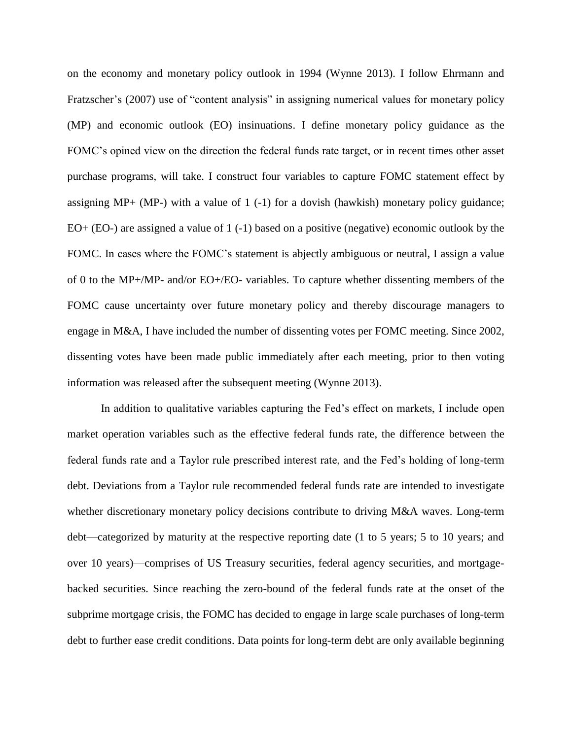on the economy and monetary policy outlook in 1994 (Wynne 2013). I follow Ehrmann and Fratzscher's (2007) use of "content analysis" in assigning numerical values for monetary policy (MP) and economic outlook (EO) insinuations. I define monetary policy guidance as the FOMC's opined view on the direction the federal funds rate target, or in recent times other asset purchase programs, will take. I construct four variables to capture FOMC statement effect by assigning MP+ (MP-) with a value of 1 (-1) for a dovish (hawkish) monetary policy guidance; EO+ (EO-) are assigned a value of 1 (-1) based on a positive (negative) economic outlook by the FOMC. In cases where the FOMC's statement is abjectly ambiguous or neutral, I assign a value of 0 to the MP+/MP- and/or EO+/EO- variables. To capture whether dissenting members of the FOMC cause uncertainty over future monetary policy and thereby discourage managers to engage in M&A, I have included the number of dissenting votes per FOMC meeting. Since 2002, dissenting votes have been made public immediately after each meeting, prior to then voting information was released after the subsequent meeting (Wynne 2013).

In addition to qualitative variables capturing the Fed's effect on markets, I include open market operation variables such as the effective federal funds rate, the difference between the federal funds rate and a Taylor rule prescribed interest rate, and the Fed's holding of long-term debt. Deviations from a Taylor rule recommended federal funds rate are intended to investigate whether discretionary monetary policy decisions contribute to driving M&A waves. Long-term debt—categorized by maturity at the respective reporting date (1 to 5 years; 5 to 10 years; and over 10 years)—comprises of US Treasury securities, federal agency securities, and mortgage-backed securities. Since reaching the zero-bound of the federal funds rate at the onset of the subprime mortgage crisis, the FOMC has decided to engage in large scale purchases of long-term debt to further ease credit conditions. Data points for long-term debt are only available beginning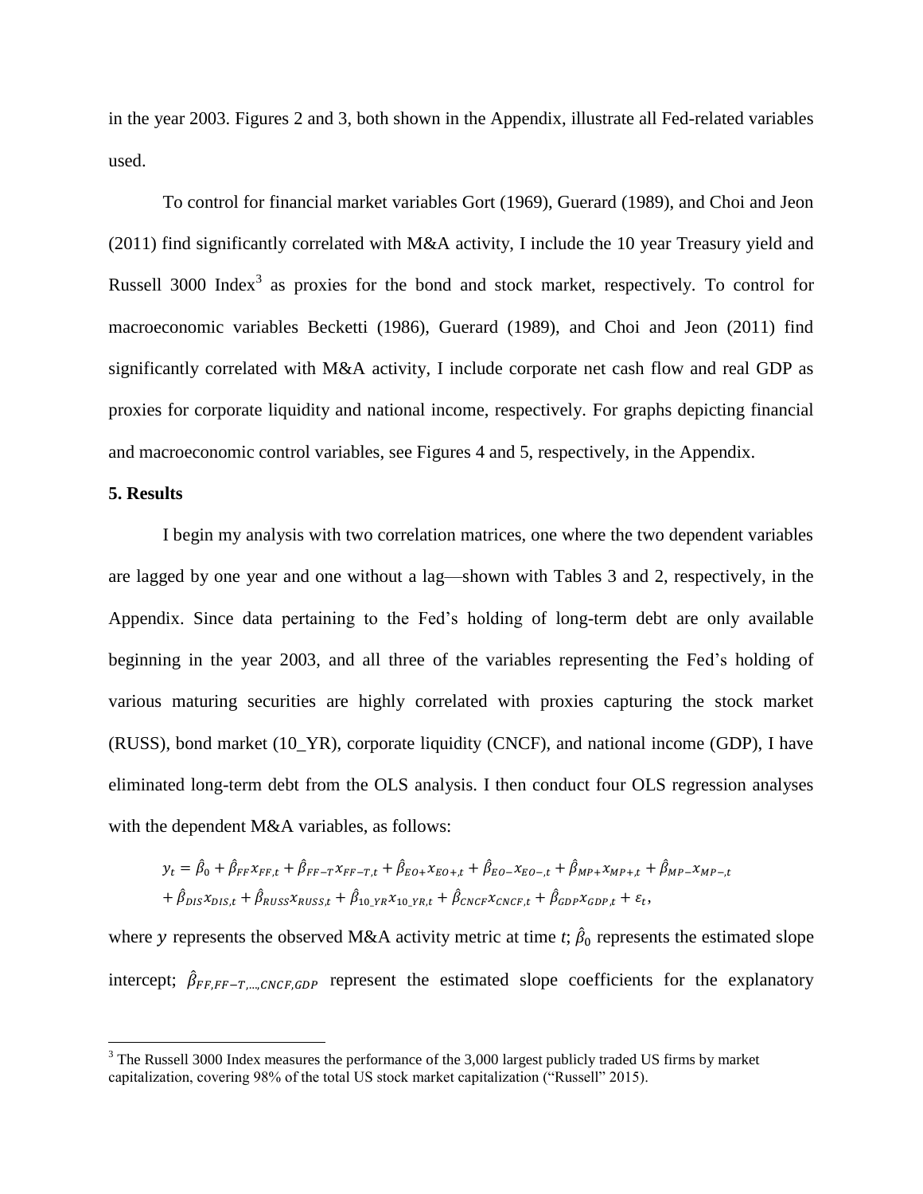in the year 2003. Figures 2 and 3, both shown in the Appendix, illustrate all Fed-related variables used.

To control for financial market variables Gort (1969), Guerard (1989), and Choi and Jeon (2011) find significantly correlated with M&A activity, I include the 10 year Treasury yield and Russell 3000 Index[3] as proxies for the bond and stock market, respectively. To control for macroeconomic variables Becketti (1986), Guerard (1989), and Choi and Jeon (2011) find significantly correlated with M&A activity, I include corporate net cash flow and real GDP as proxies for corporate liquidity and national income, respectively. For graphs depicting financial and macroeconomic control variables, see Figures 4 and 5, respectively, in the Appendix.

**5. Results**

I begin my analysis with two correlation matrices, one where the two dependent variables are lagged by one year and one without a lag—shown with Tables 3 and 2, respectively, in the Appendix. Since data pertaining to the Fed's holding of long-term debt are only available beginning in the year 2003, and all three of the variables representing the Fed's holding of various maturing securities are highly correlated with proxies capturing the stock market (RUSS), bond market (10_YR), corporate liquidity (CNCF), and national income (GDP), I have eliminated long-term debt from the OLS analysis. I then conduct four OLS regression analyses with the dependent M&A variables, as follows:

$$y_t = \hat{\beta}_0 + \hat{\beta}_{FF}x_{FF,t} + \hat{\beta}_{FF-T}x_{FF-T,t} + \hat{\beta}_{EO+}x_{EO+,t} + \hat{\beta}_{EO-}x_{EO-,t} + \hat{\beta}_{MP+}x_{MP+,t} + \hat{\beta}_{MP-}x_{MP-,t} + \hat{\beta}_{DIS}x_{DIS,t} + \hat{\beta}_{RUSS}x_{RUSS,t} + \hat{\beta}_{10\_YR}x_{10\_YR,t} + \hat{\beta}_{CNCF}x_{CNCF,t} + \hat{\beta}_{GDP}x_{GDP,t} + \varepsilon_t,$$

where $y$ represents the observed M&A activity metric at time $t$; $\hat{\beta}_0$ represents the estimated slope intercept; $\hat{\beta}_{FF,FF-T,\dots,CNCF,GDP}$ represent the estimated slope coefficients for the explanatory

[3] The Russell 3000 Index measures the performance of the 3,000 largest publicly traded US firms by market capitalization, covering 98% of the total US stock market capitalization ("Russell" 2015).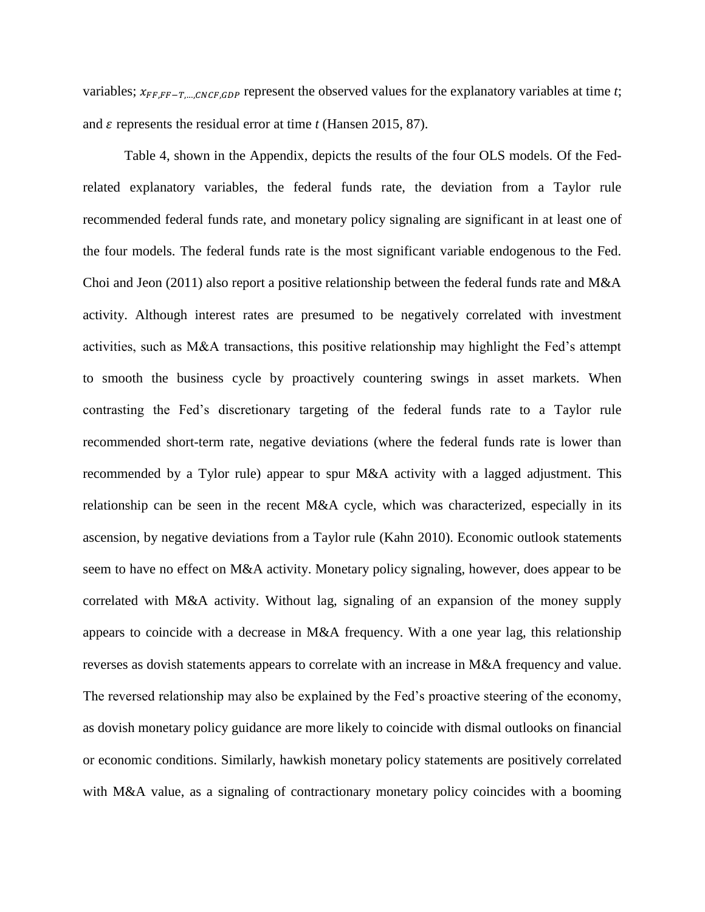variables; $x_{FF,FF-T,...,CNCF,GDP}$ represent the observed values for the explanatory variables at time *t*; and $\varepsilon$ represents the residual error at time *t* (Hansen 2015, 87).

Table 4, shown in the Appendix, depicts the results of the four OLS models. Of the Fed-related explanatory variables, the federal funds rate, the deviation from a Taylor rule recommended federal funds rate, and monetary policy signaling are significant in at least one of the four models. The federal funds rate is the most significant variable endogenous to the Fed. Choi and Jeon (2011) also report a positive relationship between the federal funds rate and M&A activity. Although interest rates are presumed to be negatively correlated with investment activities, such as M&A transactions, this positive relationship may highlight the Fed's attempt to smooth the business cycle by proactively countering swings in asset markets. When contrasting the Fed's discretionary targeting of the federal funds rate to a Taylor rule recommended short-term rate, negative deviations (where the federal funds rate is lower than recommended by a Tylor rule) appear to spur M&A activity with a lagged adjustment. This relationship can be seen in the recent M&A cycle, which was characterized, especially in its ascension, by negative deviations from a Taylor rule (Kahn 2010). Economic outlook statements seem to have no effect on M&A activity. Monetary policy signaling, however, does appear to be correlated with M&A activity. Without lag, signaling of an expansion of the money supply appears to coincide with a decrease in M&A frequency. With a one year lag, this relationship reverses as dovish statements appears to correlate with an increase in M&A frequency and value. The reversed relationship may also be explained by the Fed's proactive steering of the economy, as dovish monetary policy guidance are more likely to coincide with dismal outlooks on financial or economic conditions. Similarly, hawkish monetary policy statements are positively correlated with M&A value, as a signaling of contractionary monetary policy coincides with a booming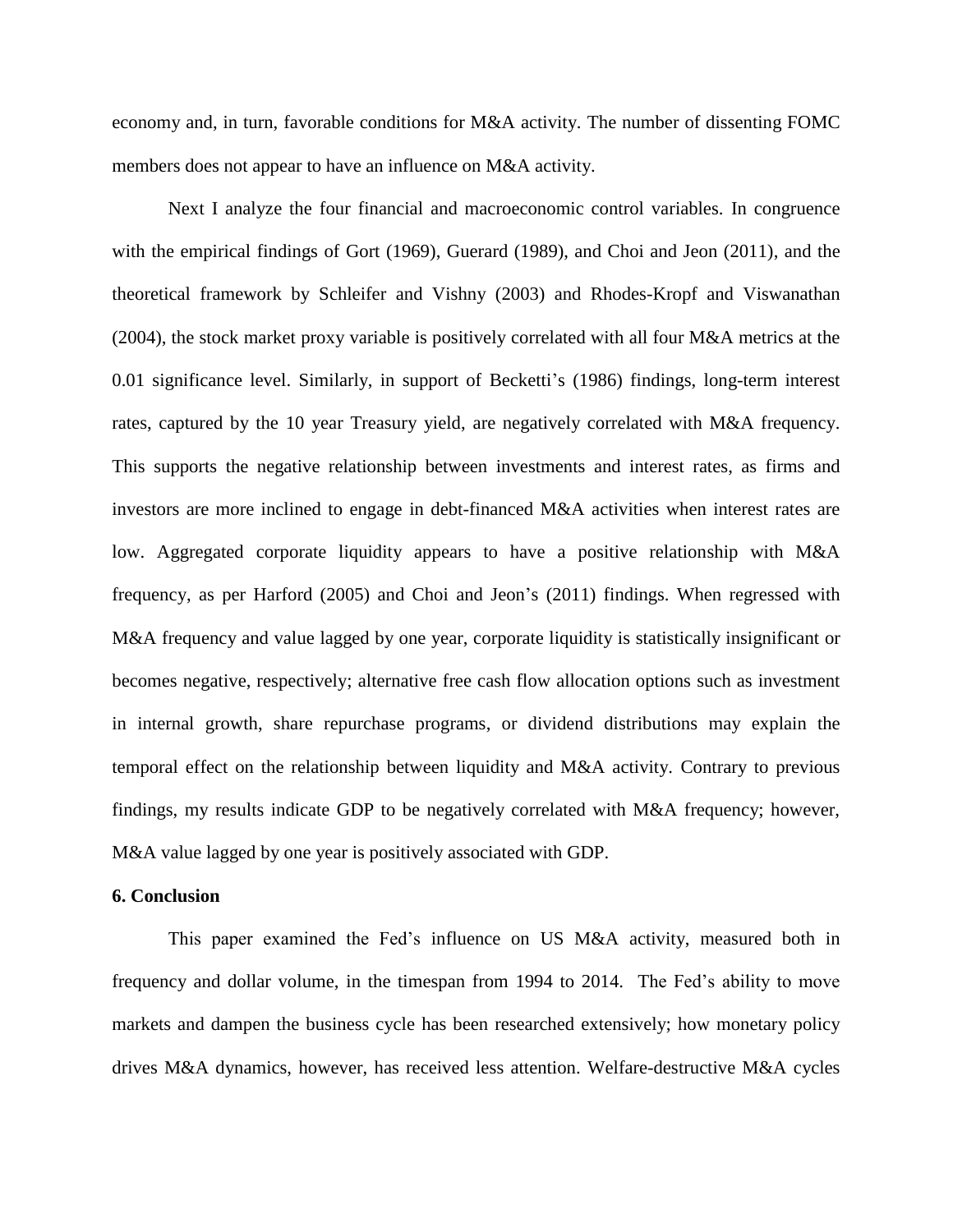economy and, in turn, favorable conditions for M&A activity. The number of dissenting FOMC members does not appear to have an influence on M&A activity.

Next I analyze the four financial and macroeconomic control variables. In congruence with the empirical findings of Gort (1969), Guerard (1989), and Choi and Jeon (2011), and the theoretical framework by Schleifer and Vishny (2003) and Rhodes-Kropf and Viswanathan (2004), the stock market proxy variable is positively correlated with all four M&A metrics at the 0.01 significance level. Similarly, in support of Becketti's (1986) findings, long-term interest rates, captured by the 10 year Treasury yield, are negatively correlated with M&A frequency. This supports the negative relationship between investments and interest rates, as firms and investors are more inclined to engage in debt-financed M&A activities when interest rates are low. Aggregated corporate liquidity appears to have a positive relationship with M&A frequency, as per Harford (2005) and Choi and Jeon's (2011) findings. When regressed with M&A frequency and value lagged by one year, corporate liquidity is statistically insignificant or becomes negative, respectively; alternative free cash flow allocation options such as investment in internal growth, share repurchase programs, or dividend distributions may explain the temporal effect on the relationship between liquidity and M&A activity. Contrary to previous findings, my results indicate GDP to be negatively correlated with M&A frequency; however, M&A value lagged by one year is positively associated with GDP.

## 6. Conclusion

This paper examined the Fed's influence on US M&A activity, measured both in frequency and dollar volume, in the timespan from 1994 to 2014. The Fed's ability to move markets and dampen the business cycle has been researched extensively; how monetary policy drives M&A dynamics, however, has received less attention. Welfare-destructive M&A cycles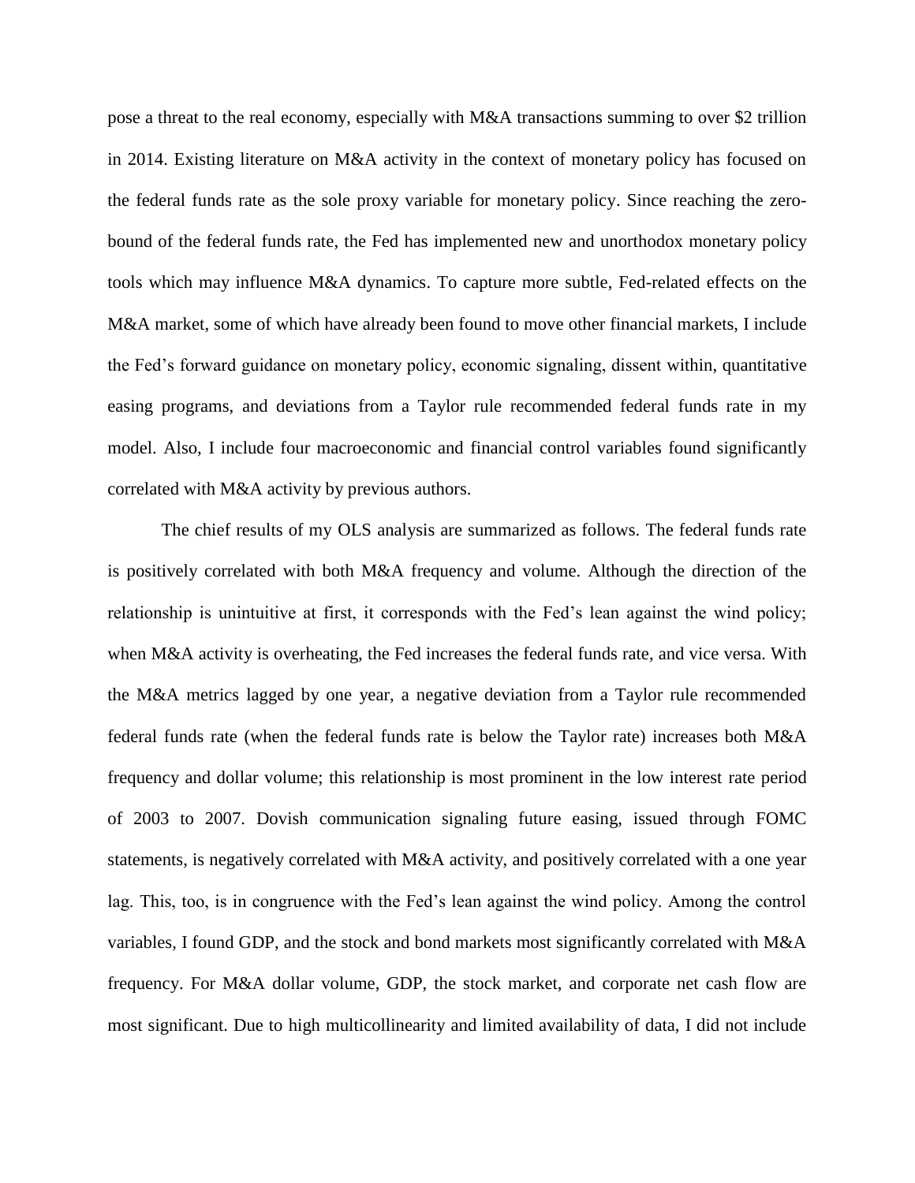pose a threat to the real economy, especially with M&A transactions summing to over $2 trillion in 2014. Existing literature on M&A activity in the context of monetary policy has focused on the federal funds rate as the sole proxy variable for monetary policy. Since reaching the zero-bound of the federal funds rate, the Fed has implemented new and unorthodox monetary policy tools which may influence M&A dynamics. To capture more subtle, Fed-related effects on the M&A market, some of which have already been found to move other financial markets, I include the Fed's forward guidance on monetary policy, economic signaling, dissent within, quantitative easing programs, and deviations from a Taylor rule recommended federal funds rate in my model. Also, I include four macroeconomic and financial control variables found significantly correlated with M&A activity by previous authors.

The chief results of my OLS analysis are summarized as follows. The federal funds rate is positively correlated with both M&A frequency and volume. Although the direction of the relationship is unintuitive at first, it corresponds with the Fed's lean against the wind policy; when M&A activity is overheating, the Fed increases the federal funds rate, and vice versa. With the M&A metrics lagged by one year, a negative deviation from a Taylor rule recommended federal funds rate (when the federal funds rate is below the Taylor rate) increases both M&A frequency and dollar volume; this relationship is most prominent in the low interest rate period of 2003 to 2007. Dovish communication signaling future easing, issued through FOMC statements, is negatively correlated with M&A activity, and positively correlated with a one year lag. This, too, is in congruence with the Fed's lean against the wind policy. Among the control variables, I found GDP, and the stock and bond markets most significantly correlated with M&A frequency. For M&A dollar volume, GDP, the stock market, and corporate net cash flow are most significant. Due to high multicollinearity and limited availability of data, I did not include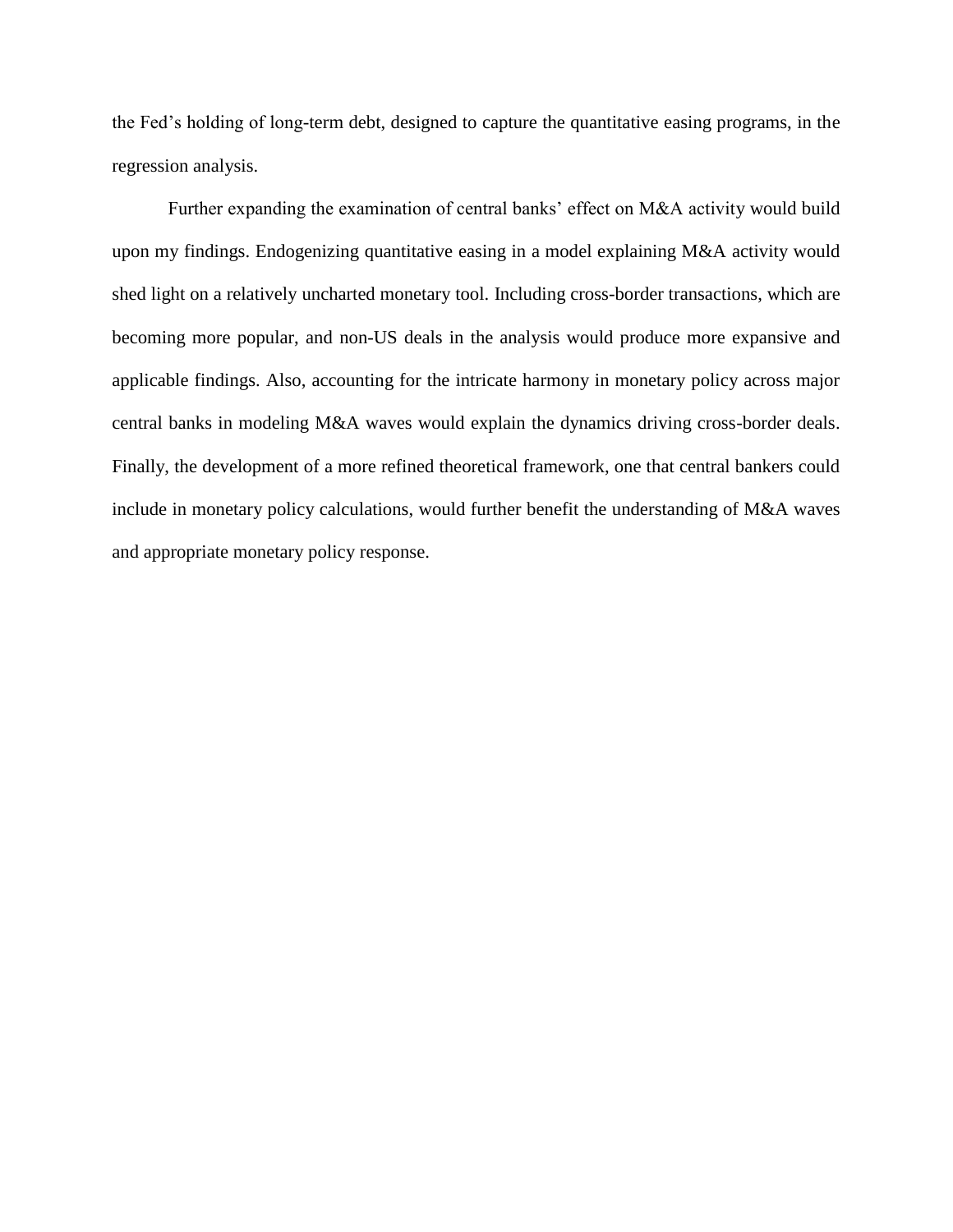the Fed's holding of long-term debt, designed to capture the quantitative easing programs, in the regression analysis.

Further expanding the examination of central banks' effect on M&A activity would build upon my findings. Endogenizing quantitative easing in a model explaining M&A activity would shed light on a relatively uncharted monetary tool. Including cross-border transactions, which are becoming more popular, and non-US deals in the analysis would produce more expansive and applicable findings. Also, accounting for the intricate harmony in monetary policy across major central banks in modeling M&A waves would explain the dynamics driving cross-border deals. Finally, the development of a more refined theoretical framework, one that central bankers could include in monetary policy calculations, would further benefit the understanding of M&A waves and appropriate monetary policy response.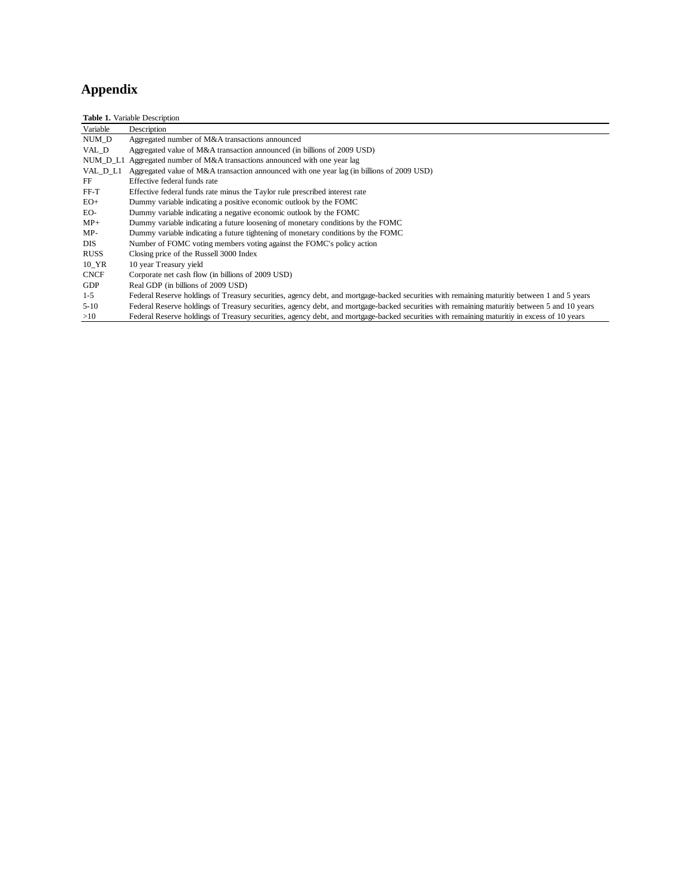# Appendix

**Table 1.** Variable Description

| Variable | Description |
|---|---|
| NUM_D | Aggregated number of M&A transactions announced |
| VAL_D | Aggregated value of M&A transaction announced (in billions of 2009 USD) |
| NUM_D_L1 | Aggregated number of M&A transactions announced with one year lag |
| VAL_D_L1 | Aggregated value of M&A transaction announced with one year lag (in billions of 2009 USD) |
| FF | Effective federal funds rate |
| FF-T | Effective federal funds rate minus the Taylor rule prescribed interest rate |
| EO+ | Dummy variable indicating a positive economic outlook by the FOMC |
| EO- | Dummy variable indicating a negative economic outlook by the FOMC |
| MP+ | Dummy variable indicating a future loosening of monetary conditions by the FOMC |
| MP- | Dummy variable indicating a future tightening of monetary conditions by the FOMC |
| DIS | Number of FOMC voting members voting against the FOMC's policy action |
| RUSS | Closing price of the Russell 3000 Index |
| 10_YR | 10 year Treasury yield |
| CNCF | Corporate net cash flow (in billions of 2009 USD) |
| GDP | Real GDP (in billions of 2009 USD) |
| 1-5 | Federal Reserve holdings of Treasury securities, agency debt, and mortgage-backed securities with remaining maturitiy between 1 and 5 years |
| 5-10 | Federal Reserve holdings of Treasury securities, agency debt, and mortgage-backed securities with remaining maturitiy between 5 and 10 years |
| >10 | Federal Reserve holdings of Treasury securities, agency debt, and mortgage-backed securities with remaining maturitiy in excess of 10 years |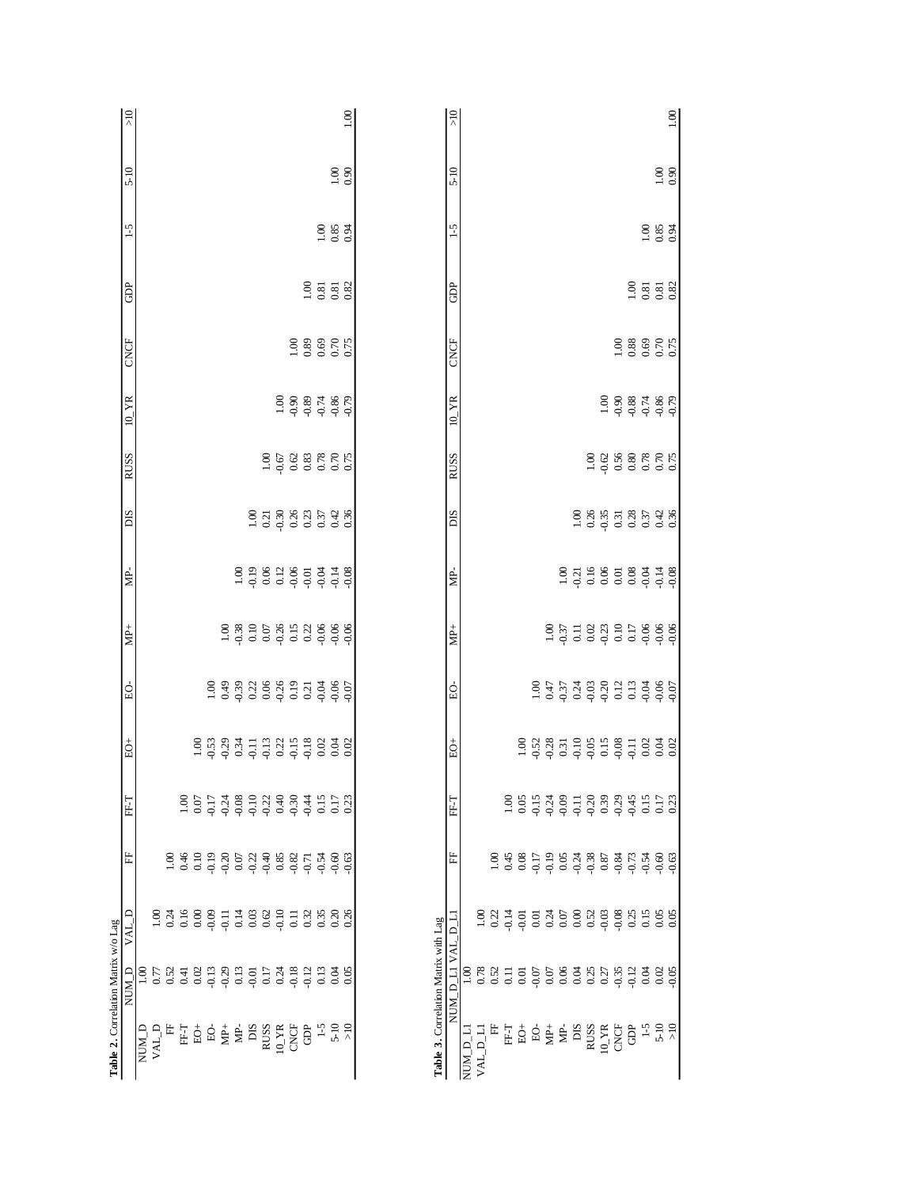**Table 2.** Correlation Matrix w/o Lag

| | NUM_D | VAL_D | FF | FF-T | EO+ | EO- | MP+ | MP- | DIS | RUSS | 10_YR | CNCF | GDP | 1-5 | 5-10 | >10 |
|---|---|---|---|---|---|---|---|---|---|---|---|---|---|---|---|---|
| NUM_D | 1.00 | | | | | | | | | | | | | | | |
| VAL_D | 0.77 | 1.00 | | | | | | | | | | | | | | |
| FF | 0.52 | 0.24 | 1.00 | | | | | | | | | | | | | |
| FF-T | 0.41 | 0.16 | 0.46 | 1.00 | | | | | | | | | | | | |
| EO+ | 0.02 | 0.00 | 0.10 | 0.07 | 1.00 | | | | | | | | | | | |
| EO- | -0.13 | -0.09 | -0.19 | -0.17 | -0.53 | 1.00 | | | | | | | | | | |
| MP+ | -0.29 | -0.11 | -0.20 | -0.24 | -0.29 | 0.49 | 1.00 | | | | | | | | | |
| MP- | 0.13 | 0.14 | 0.07 | -0.08 | 0.34 | -0.39 | -0.38 | 1.00 | | | | | | | | |
| DIS | -0.01 | 0.03 | -0.22 | -0.10 | -0.11 | 0.22 | 0.10 | -0.19 | 1.00 | | | | | | | |
| RUSS | 0.17 | 0.62 | -0.40 | -0.22 | -0.13 | 0.06 | 0.07 | 0.06 | 0.21 | 1.00 | | | | | | |
| 10_YR | 0.24 | -0.10 | 0.85 | 0.40 | 0.22 | -0.26 | -0.26 | 0.12 | -0.30 | -0.67 | 1.00 | | | | | |
| CNCF | -0.18 | 0.11 | -0.82 | -0.30 | -0.15 | 0.19 | 0.15 | -0.06 | 0.26 | 0.62 | -0.90 | 1.00 | | | | |
| GDP | -0.12 | 0.32 | -0.71 | -0.44 | -0.18 | 0.21 | 0.22 | -0.01 | 0.23 | 0.83 | -0.89 | 0.89 | 1.00 | | | |
| 1-5 | 0.13 | 0.35 | -0.54 | 0.15 | 0.02 | -0.04 | -0.06 | -0.04 | 0.37 | 0.78 | -0.74 | 0.69 | 0.81 | 1.00 | | |
| 5-10 | 0.04 | 0.20 | -0.60 | 0.17 | 0.04 | -0.06 | -0.06 | -0.14 | 0.42 | 0.70 | -0.86 | 0.70 | 0.81 | 0.85 | 1.00 | |
| >10 | 0.05 | 0.26 | -0.63 | 0.23 | 0.02 | -0.07 | -0.06 | -0.08 | 0.36 | 0.75 | -0.79 | 0.75 | 0.82 | 0.94 | 0.90 | 1.00 |

**Table 3.** Correlation Matrix with Lag

| | NUM_D_L1 | VAL_D_L1 | FF | FF-T | EO+ | EO- | MP+ | MP- | DIS | RUSS | 10_YR | CNCF | GDP | 1-5 | 5-10 | >10 |
|---|---|---|---|---|---|---|---|---|---|---|---|---|---|---|---|---|
| NUM_D_L1 | 1.00 | | | | | | | | | | | | | | | |
| VAL_D_L1 | 0.78 | 1.00 | | | | | | | | | | | | | | |
| FF | 0.52 | 0.22 | 1.00 | | | | | | | | | | | | | |
| FF-T | 0.11 | -0.14 | 0.45 | 1.00 | | | | | | | | | | | | |
| EO+ | 0.01 | -0.01 | 0.08 | 0.05 | 1.00 | | | | | | | | | | | |
| EO- | -0.07 | 0.01 | -0.17 | -0.15 | -0.52 | 1.00 | | | | | | | | | | |
| MP+ | 0.07 | 0.24 | -0.19 | -0.24 | -0.28 | 0.47 | 1.00 | | | | | | | | | |
| MP- | 0.06 | 0.07 | 0.05 | -0.09 | 0.31 | -0.37 | -0.37 | 1.00 | | | | | | | | |
| DIS | 0.04 | 0.00 | -0.24 | -0.11 | -0.10 | 0.24 | 0.11 | -0.21 | 1.00 | | | | | | | |
| RUSS | 0.25 | 0.52 | -0.38 | -0.20 | -0.05 | -0.03 | 0.02 | 0.16 | 0.26 | 1.00 | | | | | | |
| 10_YR | 0.27 | -0.03 | 0.87 | 0.39 | 0.15 | -0.20 | -0.23 | 0.06 | -0.35 | -0.62 | 1.00 | | | | | |
| CNCF | -0.35 | -0.08 | -0.84 | -0.29 | -0.08 | 0.12 | 0.10 | 0.01 | 0.31 | 0.56 | -0.90 | 1.00 | | | | |
| GDP | -0.12 | 0.25 | -0.73 | -0.45 | -0.11 | 0.13 | 0.17 | 0.08 | 0.28 | 0.80 | -0.88 | 0.88 | 1.00 | | | |
| 1-5 | 0.04 | 0.15 | -0.54 | 0.15 | 0.02 | -0.04 | -0.06 | -0.04 | 0.37 | 0.78 | -0.74 | 0.69 | 0.81 | 1.00 | | |
| 5-10 | 0.02 | 0.05 | -0.60 | 0.17 | 0.04 | -0.06 | -0.06 | -0.14 | 0.42 | 0.70 | -0.86 | 0.70 | 0.81 | 0.85 | 1.00 | |
| >10 | -0.05 | 0.05 | -0.63 | 0.23 | 0.02 | -0.07 | -0.06 | -0.08 | 0.36 | 0.75 | -0.79 | 0.75 | 0.82 | 0.94 | 0.90 | 1.00 |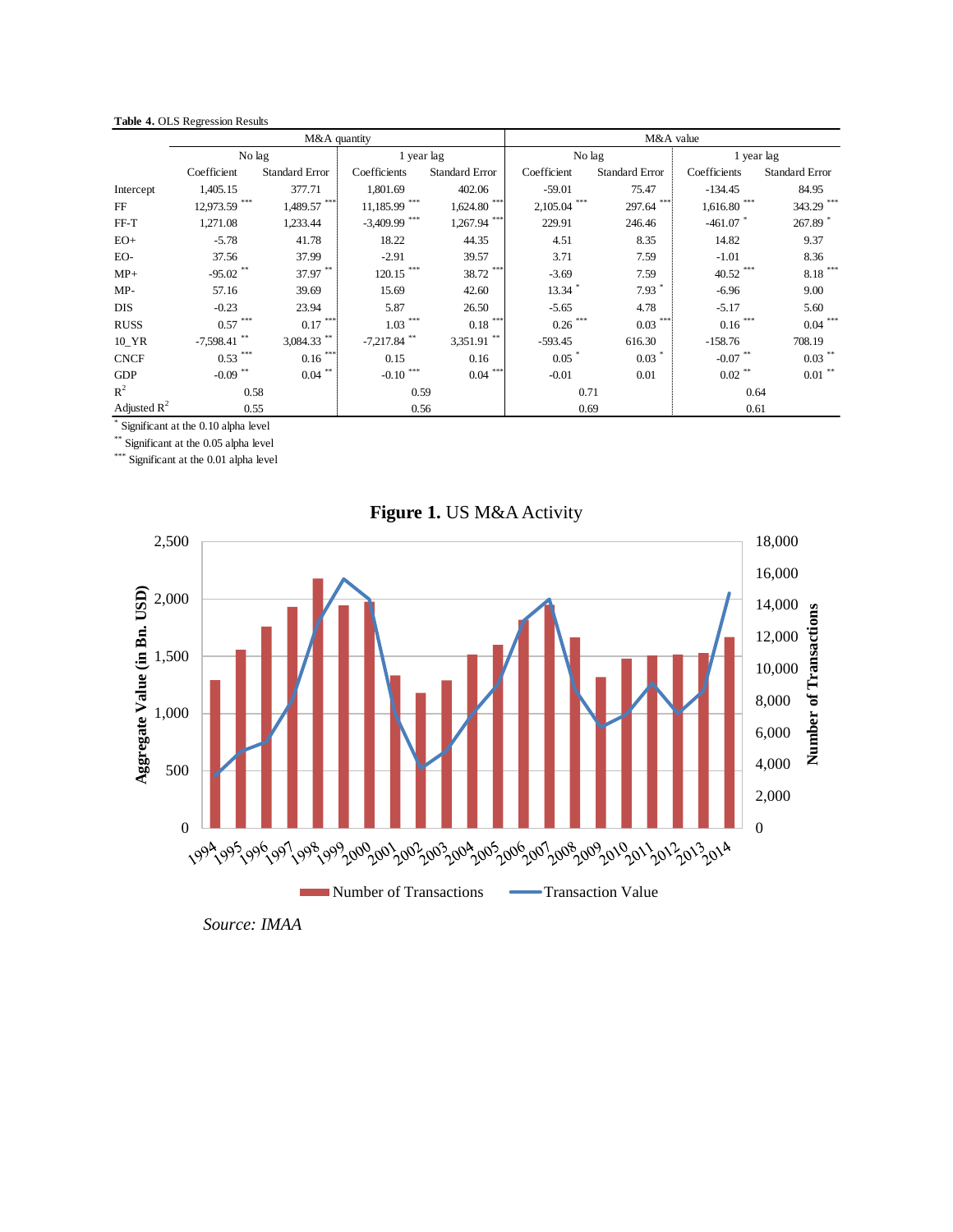**Table 4.** OLS Regression Results

| | M&A quantity | | | | M&A value | | | |
|---|---|---|---|---|---|---|---|---|
| | No lag | | 1 year lag | | No lag | | 1 year lag | |
| | Coefficient | Standard Error | Coefficients | Standard Error | Coefficient | Standard Error | Coefficients | Standard Error |
| Intercept | 1,405.15 | 377.71 | 1,801.69 | 402.06 | -59.01 | 75.47 | -134.45 | 84.95 |
| FF | 12,973.59 *** | 1,489.57 *** | 11,185.99 *** | 1,624.80 *** | 2,105.04 *** | 297.64 *** | 1,616.80 *** | 343.29 *** |
| FF-T | 1,271.08 | 1,233.44 | -3,409.99 *** | 1,267.94 *** | 229.91 | 246.46 | -461.07 * | 267.89 * |
| EO+ | -5.78 | 41.78 | 18.22 | 44.35 | 4.51 | 8.35 | 14.82 | 9.37 |
| EO- | 37.56 | 37.99 | -2.91 | 39.57 | 3.71 | 7.59 | -1.01 | 8.36 |
| MP+ | -95.02 ** | 37.97 ** | 120.15 *** | 38.72 *** | -3.69 | 7.59 | 40.52 *** | 8.18 *** |
| MP- | 57.16 | 39.69 | 15.69 | 42.60 | 13.34 * | 7.93 * | -6.96 | 9.00 |
| DIS | -0.23 | 23.94 | 5.87 | 26.50 | -5.65 | 4.78 | -5.17 | 5.60 |
| RUSS | 0.57 *** | 0.17 *** | 1.03 *** | 0.18 *** | 0.26 *** | 0.03 *** | 0.16 *** | 0.04 *** |
| 10_YR | -7,598.41 ** | 3,084.33 ** | -7,217.84 ** | 3,351.91 ** | -593.45 | 616.30 | -158.76 | 708.19 |
| CNCF | 0.53 *** | 0.16 *** | 0.15 | 0.16 | 0.05 * | 0.03 * | -0.07 ** | 0.03 ** |
| GDP | -0.09 ** | 0.04 ** | -0.10 *** | 0.04 *** | -0.01 | 0.01 | 0.02 ** | 0.01 ** |
| $R^2$ | 0.58 | | 0.59 | | 0.71 | | 0.64 | |
| Adjusted $R^2$ | 0.55 | | 0.56 | | 0.69 | | 0.61 | |

\* Significant at the 0.10 alpha level

\*\* Significant at the 0.05 alpha level

\*\*\* Significant at the 0.01 alpha level

**Figure 1.** US M&A Activity

*Source: IMAA*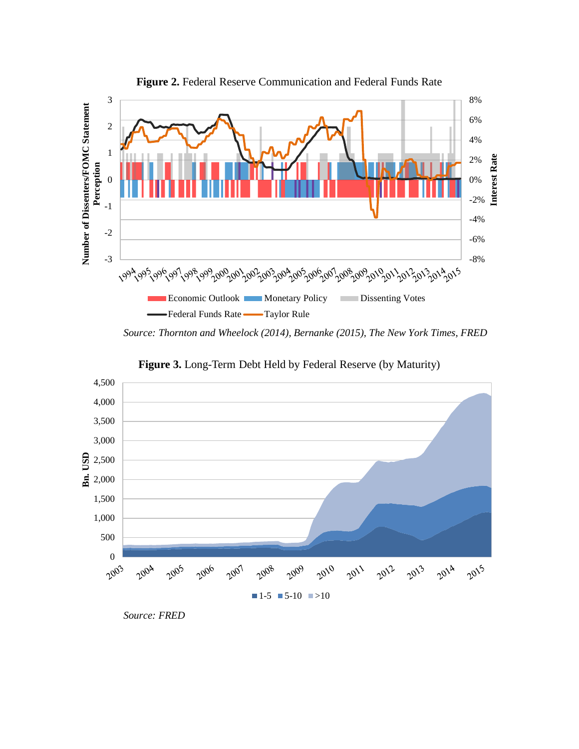**Figure 2.** Federal Reserve Communication and Federal Funds Rate

Number of Dissenters/FOMC Statement Perception

Interest Rate

Economic Outlook | Monetary Policy | Dissenting Votes

Federal Funds Rate | Taylor Rule

*Source: Thornton and Wheelock (2014), Bernanke (2015), The New York Times, FRED*

**Figure 3.** Long-Term Debt Held by Federal Reserve (by Maturity)

Bn. USD

1-5 | 5-10 | >10

*Source: FRED*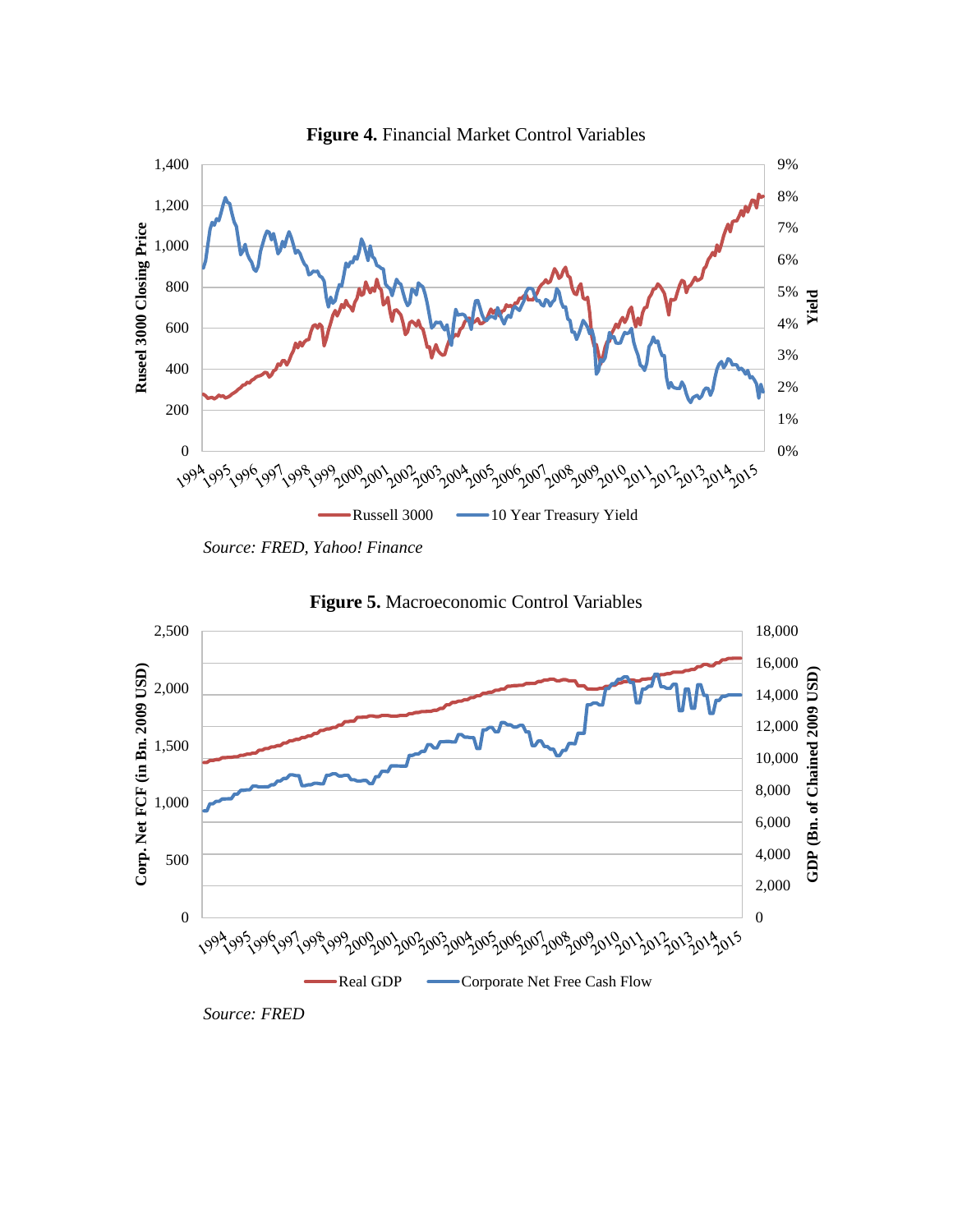**Figure 4.** Financial Market Control Variables

*Source: FRED, Yahoo! Finance*

**Figure 5.** Macroeconomic Control Variables

*Source: FRED*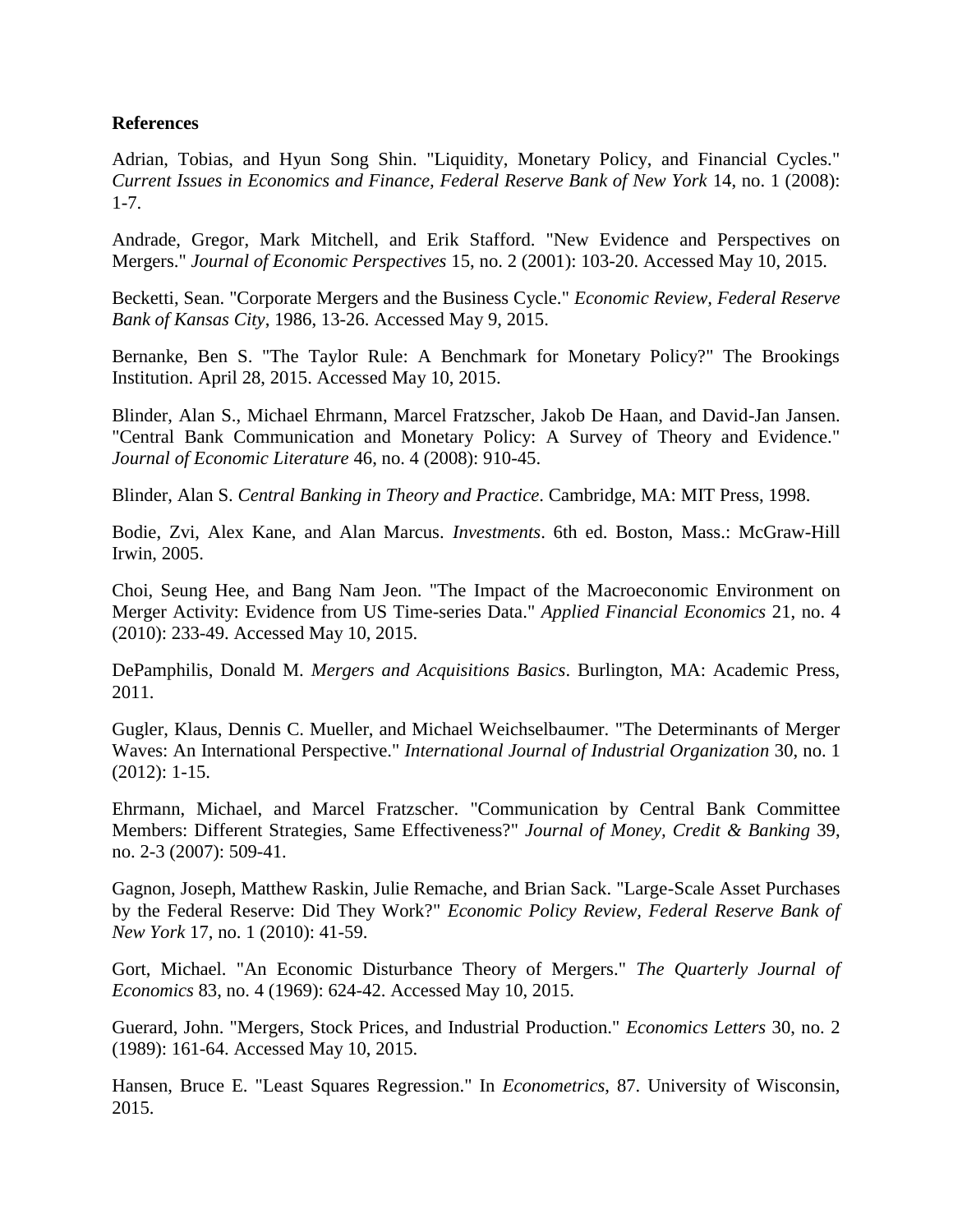**References**

Adrian, Tobias, and Hyun Song Shin. "Liquidity, Monetary Policy, and Financial Cycles." *Current Issues in Economics and Finance, Federal Reserve Bank of New York* 14, no. 1 (2008): 1-7.

Andrade, Gregor, Mark Mitchell, and Erik Stafford. "New Evidence and Perspectives on Mergers." *Journal of Economic Perspectives* 15, no. 2 (2001): 103-20. Accessed May 10, 2015.

Becketti, Sean. "Corporate Mergers and the Business Cycle." *Economic Review, Federal Reserve Bank of Kansas City*, 1986, 13-26. Accessed May 9, 2015.

Bernanke, Ben S. "The Taylor Rule: A Benchmark for Monetary Policy?" The Brookings Institution. April 28, 2015. Accessed May 10, 2015.

Blinder, Alan S., Michael Ehrmann, Marcel Fratzscher, Jakob De Haan, and David-Jan Jansen. "Central Bank Communication and Monetary Policy: A Survey of Theory and Evidence." *Journal of Economic Literature* 46, no. 4 (2008): 910-45.

Blinder, Alan S. *Central Banking in Theory and Practice*. Cambridge, MA: MIT Press, 1998.

Bodie, Zvi, Alex Kane, and Alan Marcus. *Investments*. 6th ed. Boston, Mass.: McGraw-Hill Irwin, 2005.

Choi, Seung Hee, and Bang Nam Jeon. "The Impact of the Macroeconomic Environment on Merger Activity: Evidence from US Time-series Data." *Applied Financial Economics* 21, no. 4 (2010): 233-49. Accessed May 10, 2015.

DePamphilis, Donald M. *Mergers and Acquisitions Basics*. Burlington, MA: Academic Press, 2011.

Gugler, Klaus, Dennis C. Mueller, and Michael Weichselbaumer. "The Determinants of Merger Waves: An International Perspective." *International Journal of Industrial Organization* 30, no. 1 (2012): 1-15.

Ehrmann, Michael, and Marcel Fratzscher. "Communication by Central Bank Committee Members: Different Strategies, Same Effectiveness?" *Journal of Money, Credit & Banking* 39, no. 2-3 (2007): 509-41.

Gagnon, Joseph, Matthew Raskin, Julie Remache, and Brian Sack. "Large-Scale Asset Purchases by the Federal Reserve: Did They Work?" *Economic Policy Review, Federal Reserve Bank of New York* 17, no. 1 (2010): 41-59.

Gort, Michael. "An Economic Disturbance Theory of Mergers." *The Quarterly Journal of Economics* 83, no. 4 (1969): 624-42. Accessed May 10, 2015.

Guerard, John. "Mergers, Stock Prices, and Industrial Production." *Economics Letters* 30, no. 2 (1989): 161-64. Accessed May 10, 2015.

Hansen, Bruce E. "Least Squares Regression." In *Econometrics*, 87. University of Wisconsin, 2015.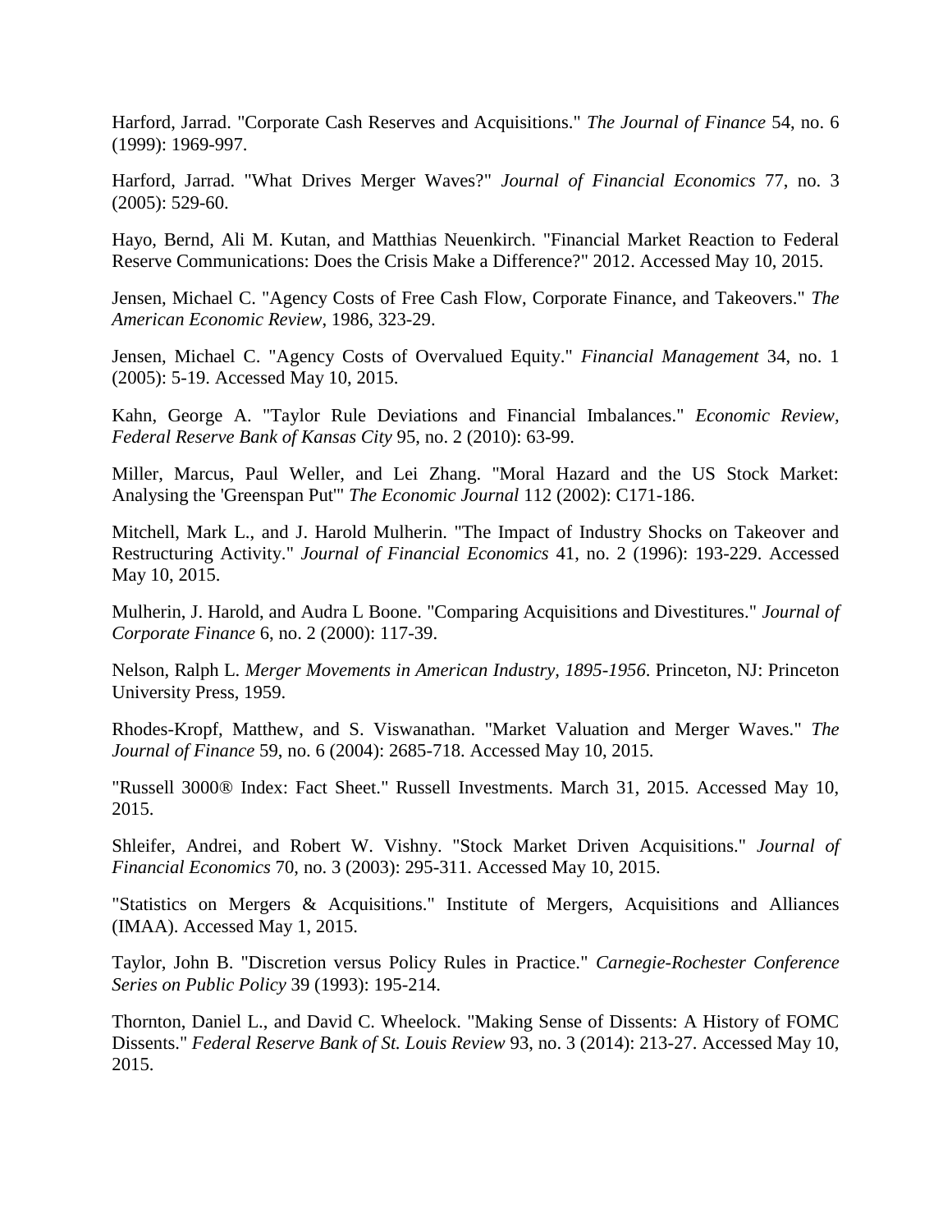Harford, Jarrad. "Corporate Cash Reserves and Acquisitions." *The Journal of Finance* 54, no. 6 (1999): 1969-997.

Harford, Jarrad. "What Drives Merger Waves?" *Journal of Financial Economics* 77, no. 3 (2005): 529-60.

Hayo, Bernd, Ali M. Kutan, and Matthias Neuenkirch. "Financial Market Reaction to Federal Reserve Communications: Does the Crisis Make a Difference?" 2012. Accessed May 10, 2015.

Jensen, Michael C. "Agency Costs of Free Cash Flow, Corporate Finance, and Takeovers." *The American Economic Review*, 1986, 323-29.

Jensen, Michael C. "Agency Costs of Overvalued Equity." *Financial Management* 34, no. 1 (2005): 5-19. Accessed May 10, 2015.

Kahn, George A. "Taylor Rule Deviations and Financial Imbalances." *Economic Review, Federal Reserve Bank of Kansas City* 95, no. 2 (2010): 63-99.

Miller, Marcus, Paul Weller, and Lei Zhang. "Moral Hazard and the US Stock Market: Analysing the 'Greenspan Put'" *The Economic Journal* 112 (2002): C171-186.

Mitchell, Mark L., and J. Harold Mulherin. "The Impact of Industry Shocks on Takeover and Restructuring Activity." *Journal of Financial Economics* 41, no. 2 (1996): 193-229. Accessed May 10, 2015.

Mulherin, J. Harold, and Audra L Boone. "Comparing Acquisitions and Divestitures." *Journal of Corporate Finance* 6, no. 2 (2000): 117-39.

Nelson, Ralph L. *Merger Movements in American Industry, 1895-1956*. Princeton, NJ: Princeton University Press, 1959.

Rhodes-Kropf, Matthew, and S. Viswanathan. "Market Valuation and Merger Waves." *The Journal of Finance* 59, no. 6 (2004): 2685-718. Accessed May 10, 2015.

"Russell 3000® Index: Fact Sheet." Russell Investments. March 31, 2015. Accessed May 10, 2015.

Shleifer, Andrei, and Robert W. Vishny. "Stock Market Driven Acquisitions." *Journal of Financial Economics* 70, no. 3 (2003): 295-311. Accessed May 10, 2015.

"Statistics on Mergers & Acquisitions." Institute of Mergers, Acquisitions and Alliances (IMAA). Accessed May 1, 2015.

Taylor, John B. "Discretion versus Policy Rules in Practice." *Carnegie-Rochester Conference Series on Public Policy* 39 (1993): 195-214.

Thornton, Daniel L., and David C. Wheelock. "Making Sense of Dissents: A History of FOMC Dissents." *Federal Reserve Bank of St. Louis Review* 93, no. 3 (2014): 213-27. Accessed May 10, 2015.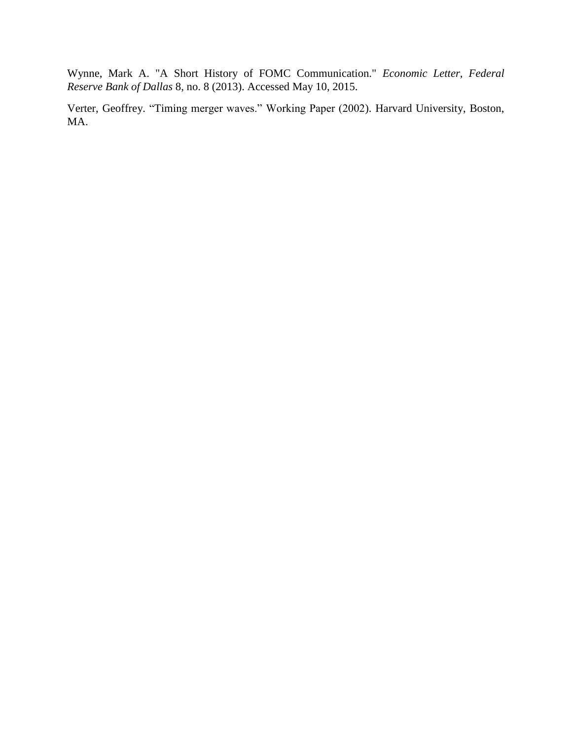Wynne, Mark A. "A Short History of FOMC Communication." *Economic Letter, Federal Reserve Bank of Dallas* 8, no. 8 (2013). Accessed May 10, 2015.

Verter, Geoffrey. “Timing merger waves.” Working Paper (2002). Harvard University, Boston, MA.